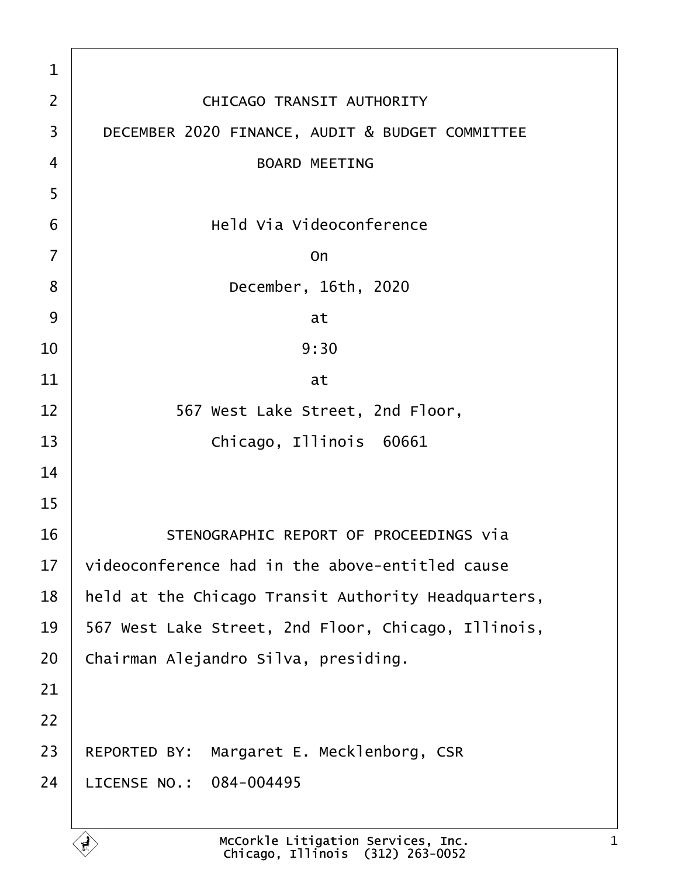CHICAGO TRANSIT AUTHORITY

DECEMBER 2020 FINANCE, AUDIT & BUDGET COMMITTEE

BOARD MEETING

Held Via Videoconference

On

December, 16th, 2020

at

9:30

at

567 West Lake Street, 2nd Floor,

Chicago, Illinois 60661

STENOGRAPHIC REPORT OF PROCEEDINGS via videoconference had in the above-entitled cause held at the Chicago Transit Authority Headquarters, 567 West Lake Street, 2nd Floor, Chicago, Illinois, Chairman Alejandro Silva, presiding.

REPORTED BY: Margaret E. Mecklenborg, CSR

LICENSE NO.: 084-004495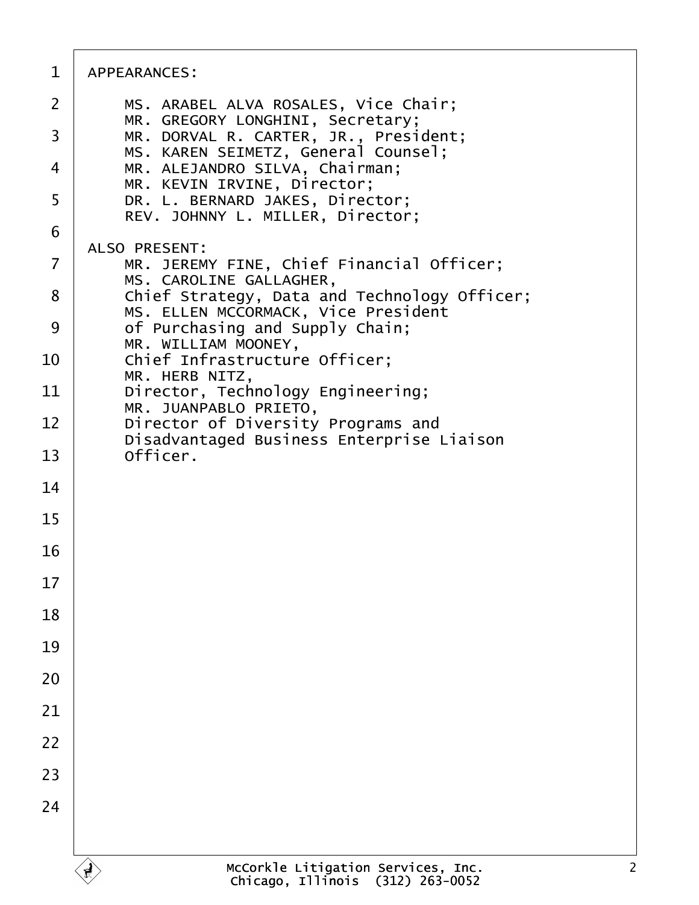APPEARANCES:

MS. ARABEL ALVA ROSALES, Vice Chair;
MR. GREGORY LONGHINI, Secretary;
MR. DORVAL R. CARTER, JR., President;
MS. KAREN SEIMETZ, General Counsel;
MR. ALEJANDRO SILVA, Chairman;
MR. KEVIN IRVINE, Director;
DR. L. BERNARD JAKES, Director;
REV. JOHNNY L. MILLER, Director;

ALSO PRESENT:

MR. JEREMY FINE, Chief Financial Officer;
MS. CAROLINE GALLAGHER,
Chief Strategy, Data and Technology Officer;
MS. ELLEN MCCORMACK, Vice President
of Purchasing and Supply Chain;
MR. WILLIAM MOONEY,
Chief Infrastructure Officer;
MR. HERB NITZ,
Director, Technology Engineering;
MR. JUANPABLO PRIETO,
Director of Diversity Programs and
Disadvantaged Business Enterprise Liaison
Officer.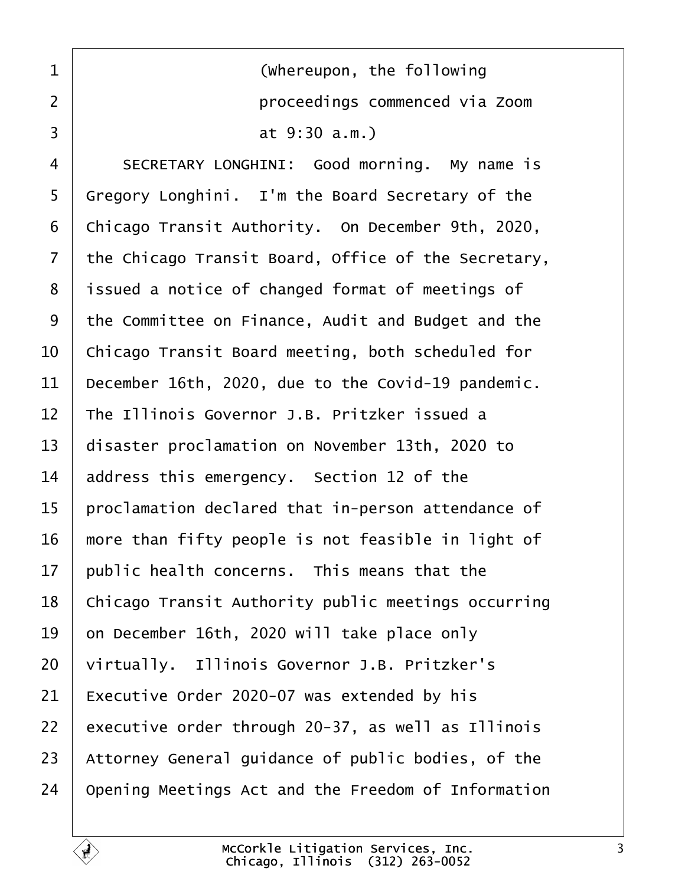(Whereupon, the following proceedings commenced via Zoom at 9:30 a.m.)

SECRETARY LONGHINI: Good morning. My name is Gregory Longhini. I'm the Board Secretary of the Chicago Transit Authority. On December 9th, 2020, the Chicago Transit Board, Office of the Secretary, issued a notice of changed format of meetings of the Committee on Finance, Audit and Budget and the Chicago Transit Board meeting, both scheduled for December 16th, 2020, due to the Covid-19 pandemic. The Illinois Governor J.B. Pritzker issued a disaster proclamation on November 13th, 2020 to address this emergency. Section 12 of the proclamation declared that in-person attendance of more than fifty people is not feasible in light of public health concerns. This means that the Chicago Transit Authority public meetings occurring on December 16th, 2020 will take place only virtually. Illinois Governor J.B. Pritzker's Executive Order 2020-07 was extended by his executive order through 20-37, as well as Illinois Attorney General guidance of public bodies, of the Opening Meetings Act and the Freedom of Information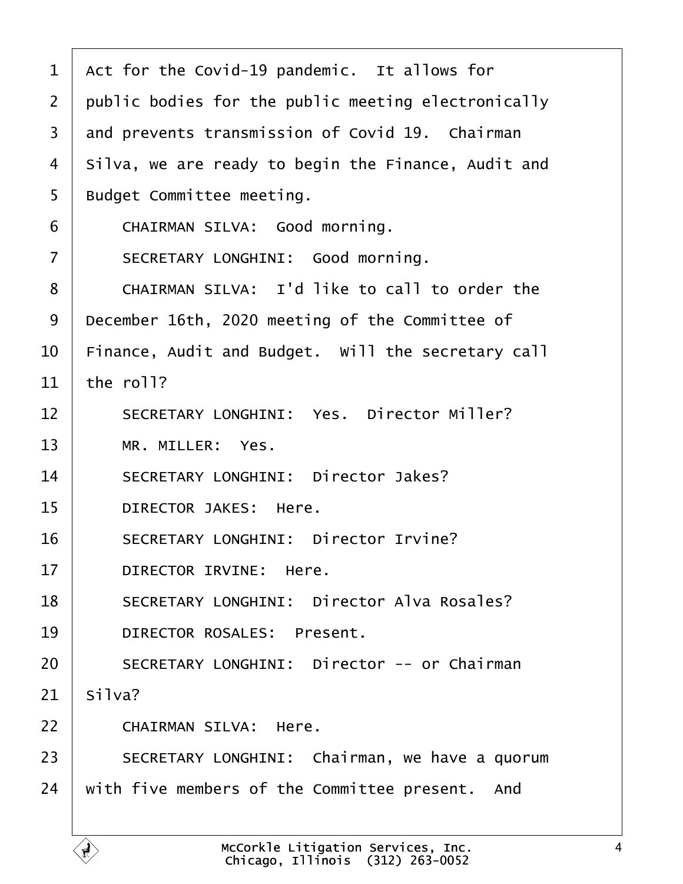1 Act for the Covid-19 pandemic. It allows for
2 public bodies for the public meeting electronically
3 and prevents transmission of Covid 19. Chairman
4 Silva, we are ready to begin the Finance, Audit and
5 Budget Committee meeting.
6 CHAIRMAN SILVA: Good morning.
7 SECRETARY LONGHINI: Good morning.
8 CHAIRMAN SILVA: I'd like to call to order the
9 December 16th, 2020 meeting of the Committee of
10 Finance, Audit and Budget. Will the secretary call
11 the roll?
12 SECRETARY LONGHINI: Yes. Director Miller?
13 MR. MILLER: Yes.
14 SECRETARY LONGHINI: Director Jakes?
15 DIRECTOR JAKES: Here.
16 SECRETARY LONGHINI: Director Irvine?
17 DIRECTOR IRVINE: Here.
18 SECRETARY LONGHINI: Director Alva Rosales?
19 DIRECTOR ROSALES: Present.
20 SECRETARY LONGHINI: Director -- or Chairman
21 Silva?
22 CHAIRMAN SILVA: Here.
23 SECRETARY LONGHINI: Chairman, we have a quorum
24 with five members of the Committee present. And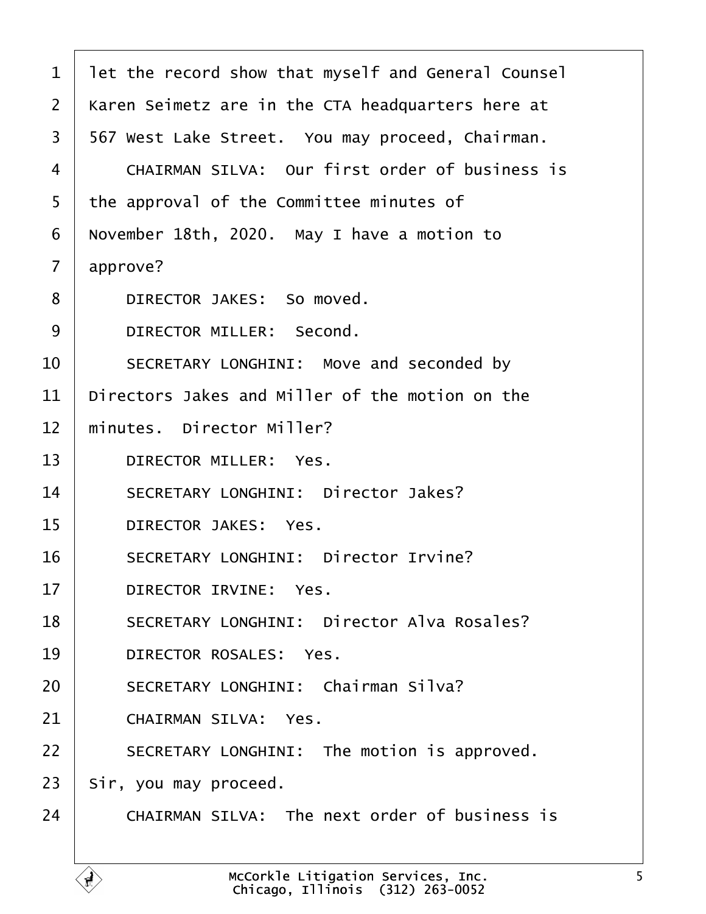let the record show that myself and General Counsel Karen Seimetz are in the CTA headquarters here at 567 West Lake Street. You may proceed, Chairman.

CHAIRMAN SILVA: Our first order of business is the approval of the Committee minutes of November 18th, 2020. May I have a motion to approve?

DIRECTOR JAKES: So moved.

DIRECTOR MILLER: Second.

SECRETARY LONGHINI: Move and seconded by Directors Jakes and Miller of the motion on the minutes. Director Miller?

DIRECTOR MILLER: Yes.

SECRETARY LONGHINI: Director Jakes?

DIRECTOR JAKES: Yes.

SECRETARY LONGHINI: Director Irvine?

DIRECTOR IRVINE: Yes.

SECRETARY LONGHINI: Director Alva Rosales?

DIRECTOR ROSALES: Yes.

SECRETARY LONGHINI: Chairman Silva?

CHAIRMAN SILVA: Yes.

SECRETARY LONGHINI: The motion is approved. Sir, you may proceed.

CHAIRMAN SILVA: The next order of business is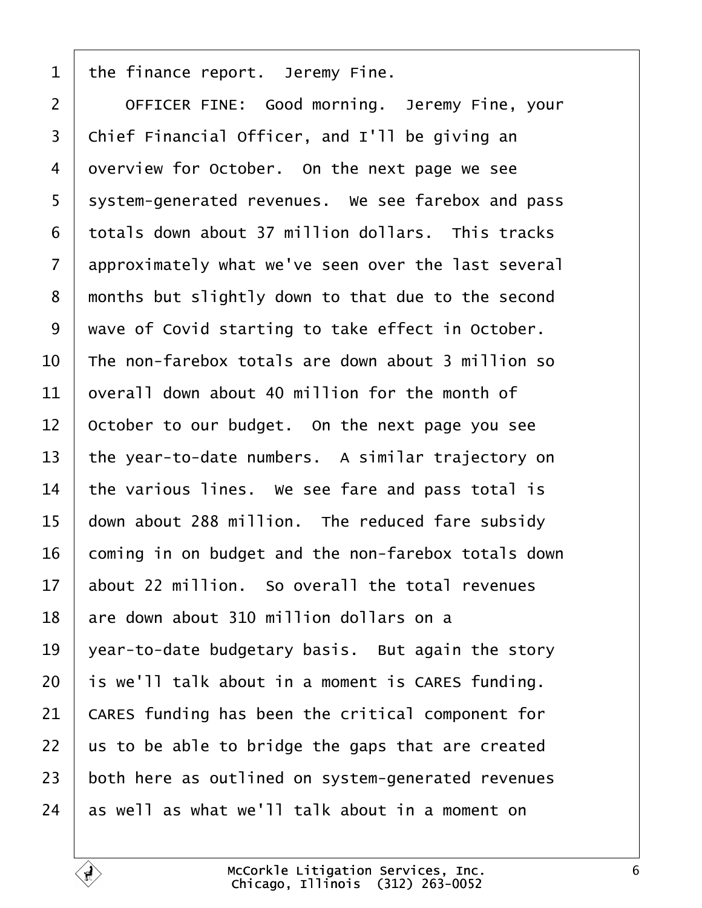the finance report. Jeremy Fine.

OFFICER FINE: Good morning. Jeremy Fine, your Chief Financial Officer, and I'll be giving an overview for October. On the next page we see system-generated revenues. We see farebox and pass totals down about 37 million dollars. This tracks approximately what we've seen over the last several months but slightly down to that due to the second wave of Covid starting to take effect in October. The non-farebox totals are down about 3 million so overall down about 40 million for the month of October to our budget. On the next page you see the year-to-date numbers. A similar trajectory on the various lines. We see fare and pass total is down about 288 million. The reduced fare subsidy coming in on budget and the non-farebox totals down about 22 million. So overall the total revenues are down about 310 million dollars on a year-to-date budgetary basis. But again the story is we'll talk about in a moment is CARES funding. CARES funding has been the critical component for us to be able to bridge the gaps that are created both here as outlined on system-generated revenues as well as what we'll talk about in a moment on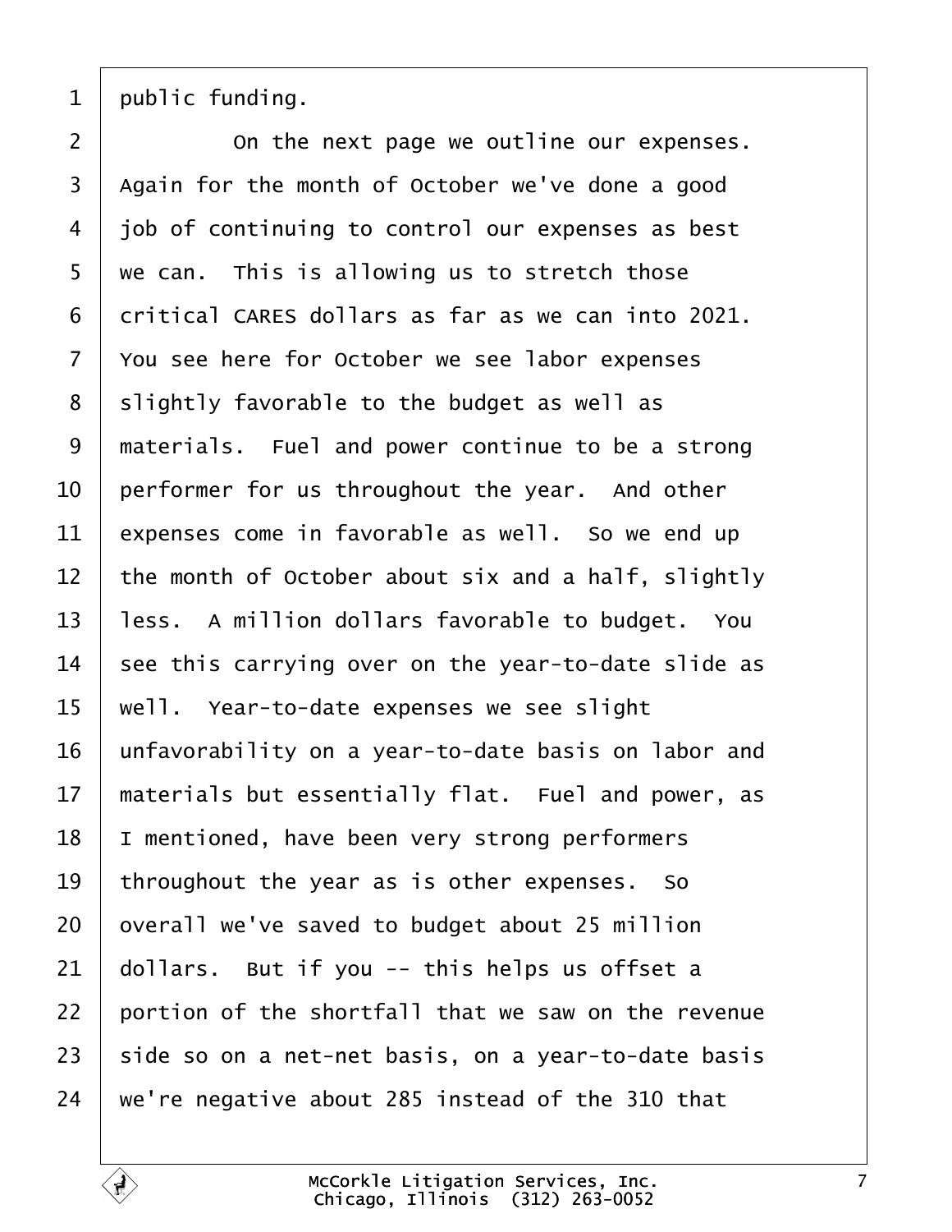public funding.

On the next page we outline our expenses. Again for the month of October we've done a good job of continuing to control our expenses as best we can. This is allowing us to stretch those critical CARES dollars as far as we can into 2021. You see here for October we see labor expenses slightly favorable to the budget as well as materials. Fuel and power continue to be a strong performer for us throughout the year. And other expenses come in favorable as well. So we end up the month of October about six and a half, slightly less. A million dollars favorable to budget. You see this carrying over on the year-to-date slide as well. Year-to-date expenses we see slight unfavorability on a year-to-date basis on labor and materials but essentially flat. Fuel and power, as I mentioned, have been very strong performers throughout the year as is other expenses. So overall we've saved to budget about 25 million dollars. But if you -- this helps us offset a portion of the shortfall that we saw on the revenue side so on a net-net basis, on a year-to-date basis we're negative about 285 instead of the 310 that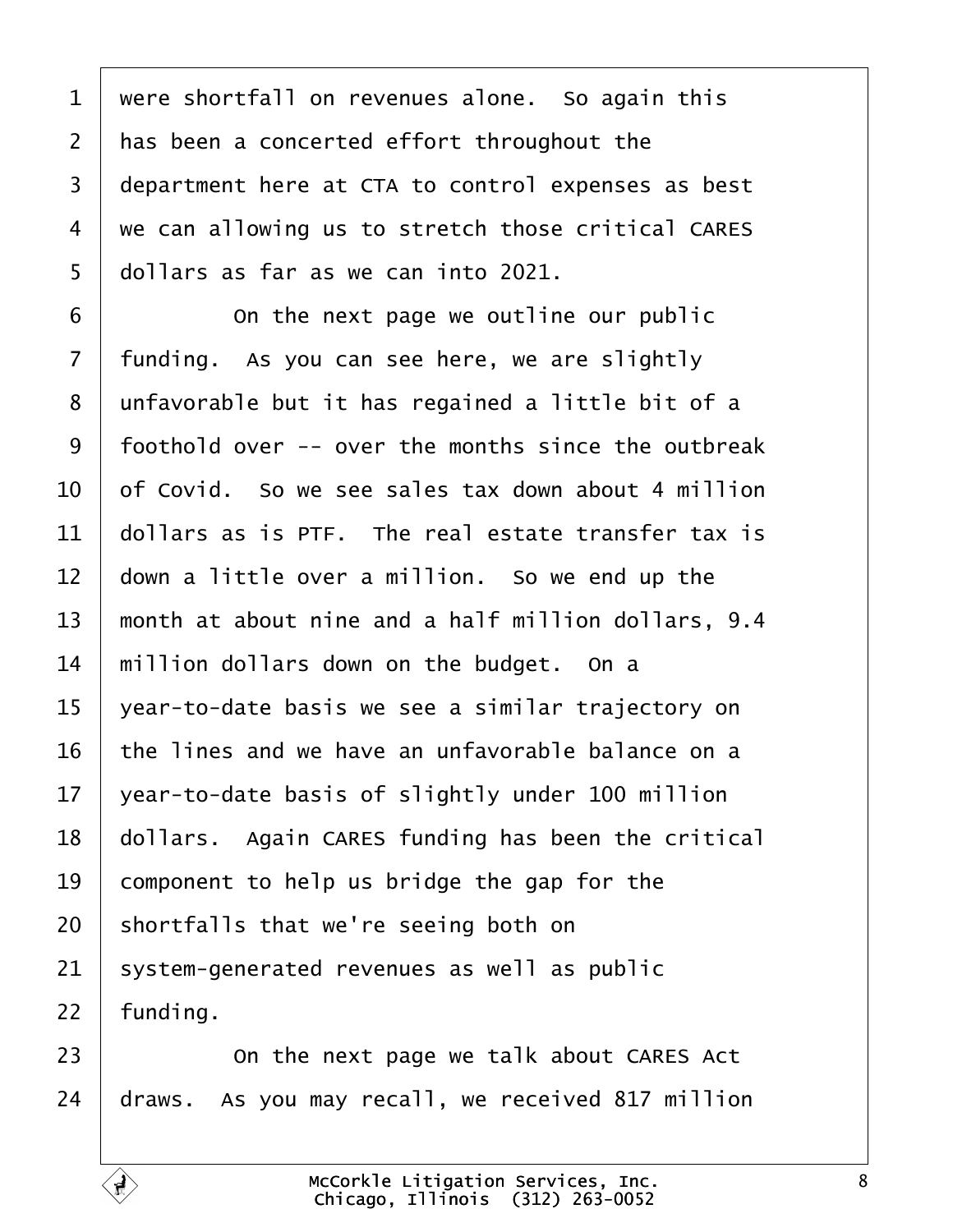were shortfall on revenues alone. So again this has been a concerted effort throughout the department here at CTA to control expenses as best we can allowing us to stretch those critical CARES dollars as far as we can into 2021.

On the next page we outline our public funding. As you can see here, we are slightly unfavorable but it has regained a little bit of a foothold over -- over the months since the outbreak of Covid. So we see sales tax down about 4 million dollars as is PTF. The real estate transfer tax is down a little over a million. So we end up the month at about nine and a half million dollars, 9.4 million dollars down on the budget. On a year-to-date basis we see a similar trajectory on the lines and we have an unfavorable balance on a year-to-date basis of slightly under 100 million dollars. Again CARES funding has been the critical component to help us bridge the gap for the shortfalls that we're seeing both on system-generated revenues as well as public funding.

On the next page we talk about CARES Act draws. As you may recall, we received 817 million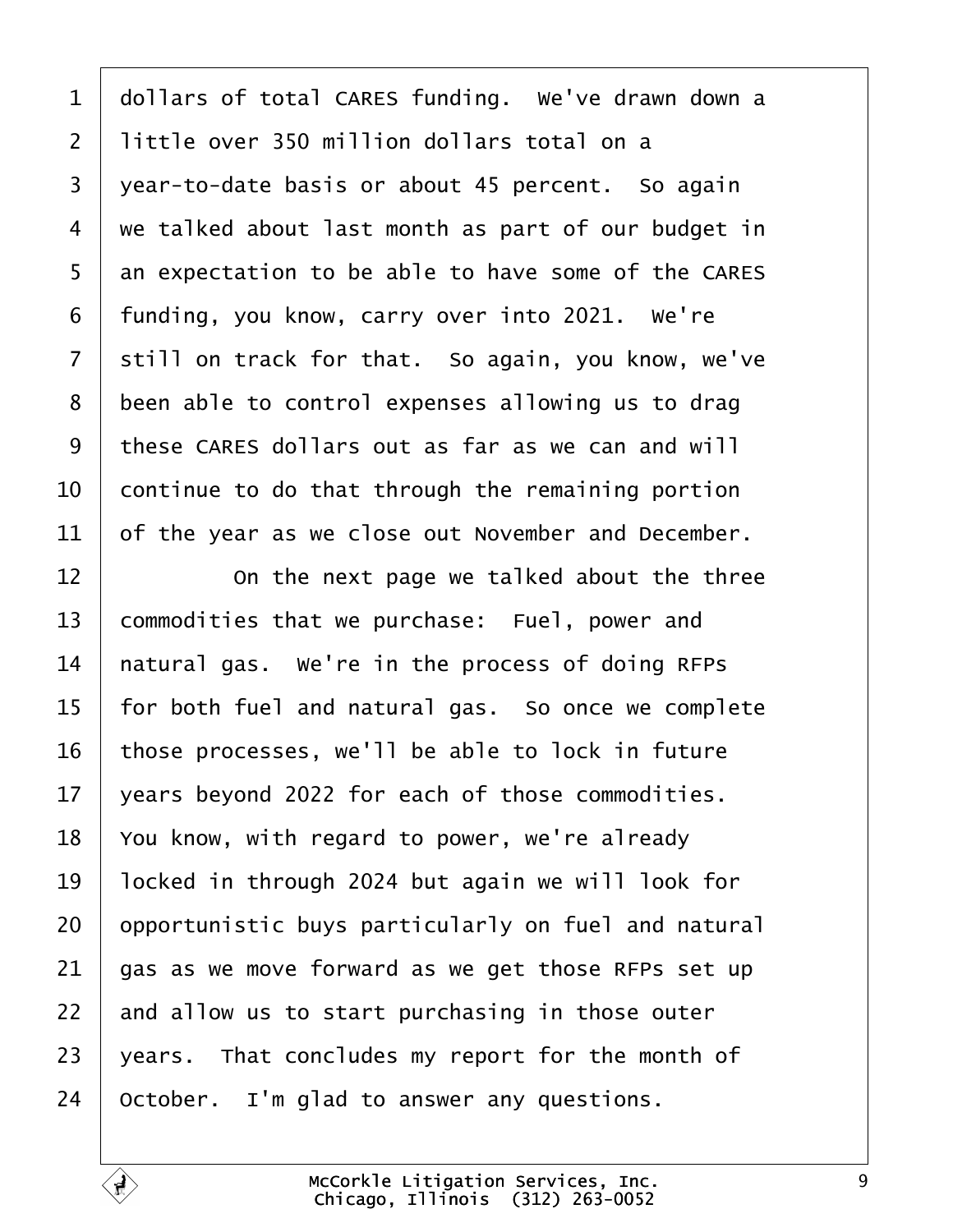dollars of total CARES funding. We've drawn down a little over 350 million dollars total on a year-to-date basis or about 45 percent. So again we talked about last month as part of our budget in an expectation to be able to have some of the CARES funding, you know, carry over into 2021. We're still on track for that. So again, you know, we've been able to control expenses allowing us to drag these CARES dollars out as far as we can and will continue to do that through the remaining portion of the year as we close out November and December.

On the next page we talked about the three commodities that we purchase: Fuel, power and natural gas. We're in the process of doing RFPs for both fuel and natural gas. So once we complete those processes, we'll be able to lock in future years beyond 2022 for each of those commodities. You know, with regard to power, we're already locked in through 2024 but again we will look for opportunistic buys particularly on fuel and natural gas as we move forward as we get those RFPs set up and allow us to start purchasing in those outer years. That concludes my report for the month of October. I'm glad to answer any questions.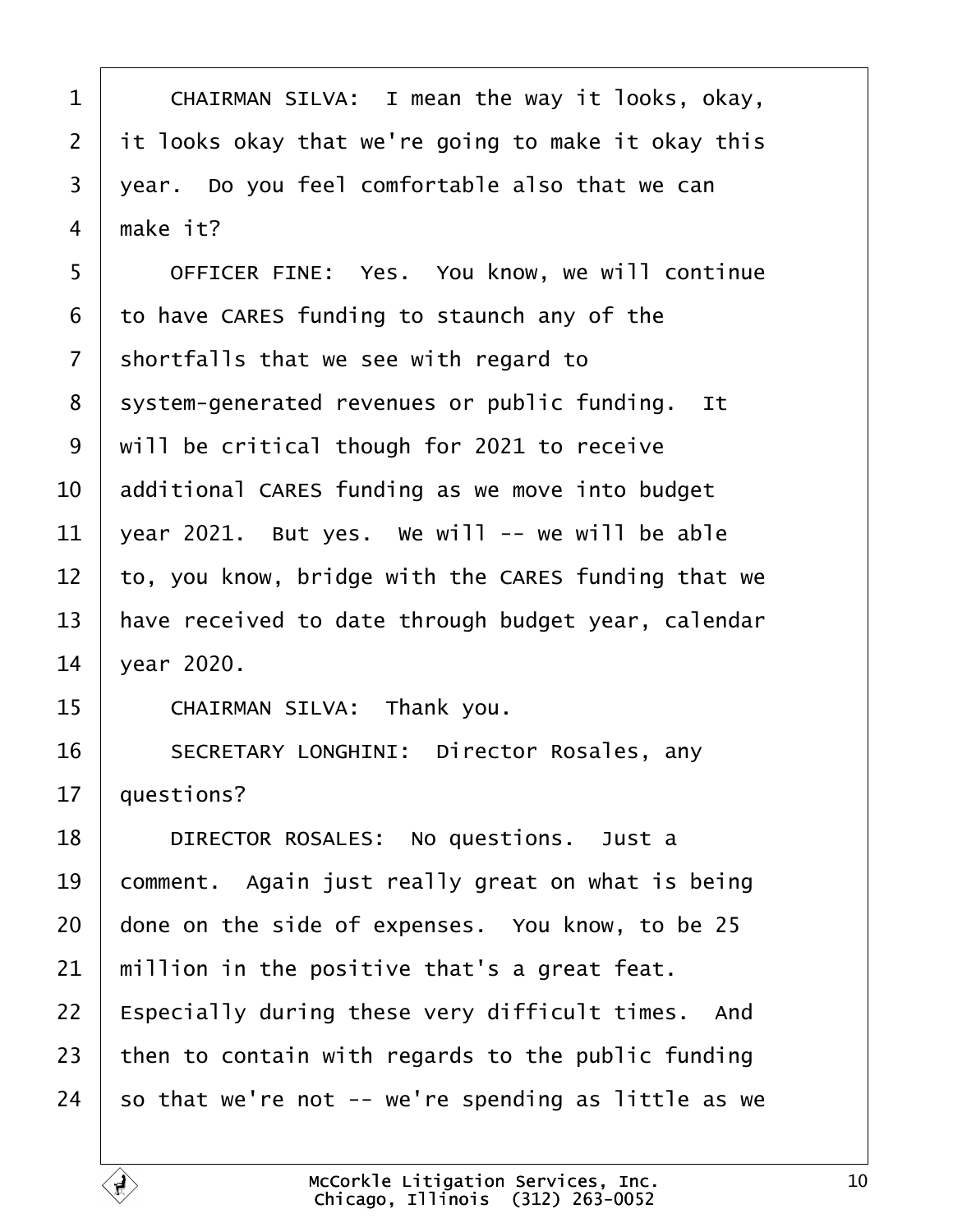CHAIRMAN SILVA: I mean the way it looks, okay, it looks okay that we're going to make it okay this year. Do you feel comfortable also that we can make it?

OFFICER FINE: Yes. You know, we will continue to have CARES funding to staunch any of the shortfalls that we see with regard to system-generated revenues or public funding. It will be critical though for 2021 to receive additional CARES funding as we move into budget year 2021. But yes. We will -- we will be able to, you know, bridge with the CARES funding that we have received to date through budget year, calendar year 2020.

CHAIRMAN SILVA: Thank you.

SECRETARY LONGHINI: Director Rosales, any questions?

DIRECTOR ROSALES: No questions. Just a comment. Again just really great on what is being done on the side of expenses. You know, to be 25 million in the positive that's a great feat. Especially during these very difficult times. And then to contain with regards to the public funding so that we're not -- we're spending as little as we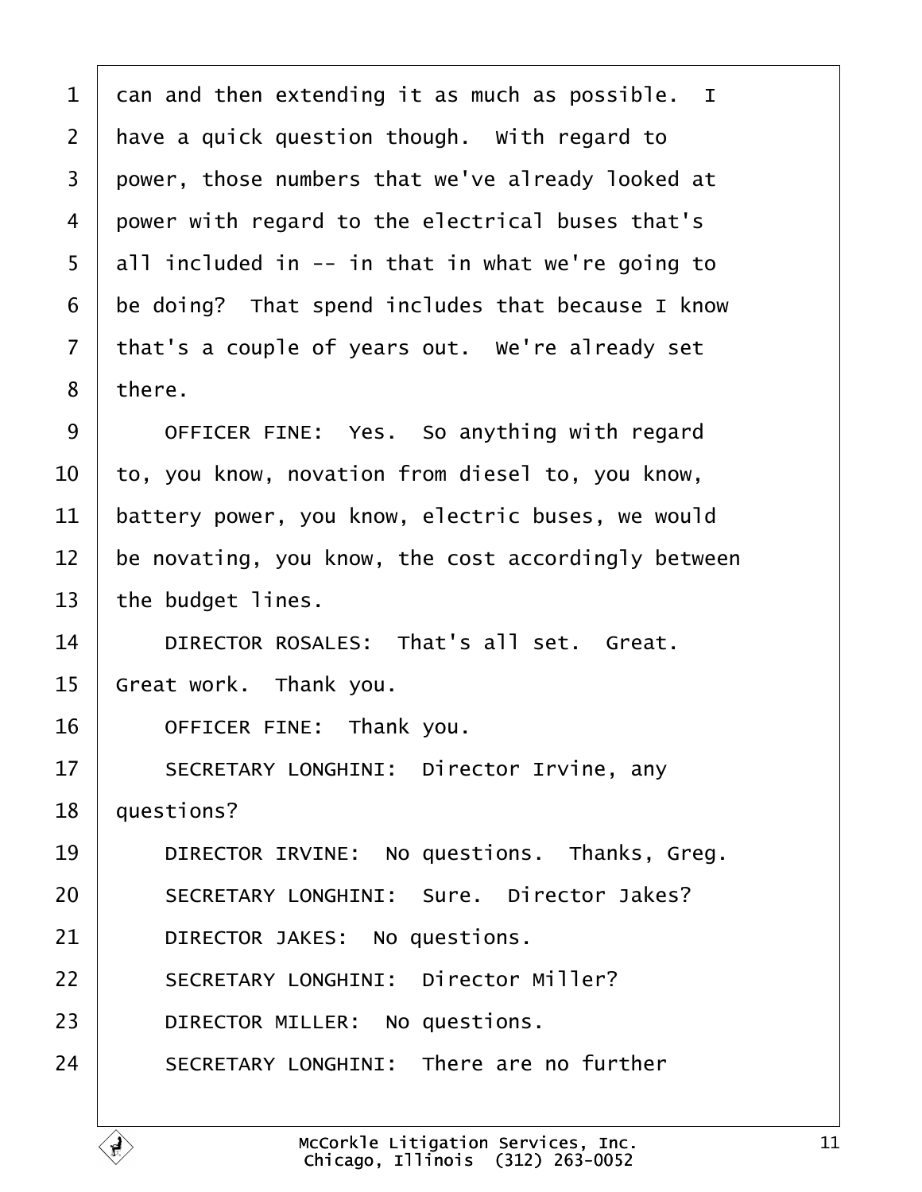1 can and then extending it as much as possible. I
2 have a quick question though. With regard to
3 power, those numbers that we've already looked at
4 power with regard to the electrical buses that's
5 all included in -- in that in what we're going to
6 be doing? That spend includes that because I know
7 that's a couple of years out. We're already set
8 there.

9 OFFICER FINE: Yes. So anything with regard
10 to, you know, novation from diesel to, you know,
11 battery power, you know, electric buses, we would
12 be novating, you know, the cost accordingly between
13 the budget lines.

14 DIRECTOR ROSALES: That's all set. Great.
15 Great work. Thank you.

16 OFFICER FINE: Thank you.

17 SECRETARY LONGHINI: Director Irvine, any
18 questions?

19 DIRECTOR IRVINE: No questions. Thanks, Greg.

20 SECRETARY LONGHINI: Sure. Director Jakes?

21 DIRECTOR JAKES: No questions.

22 SECRETARY LONGHINI: Director Miller?

23 DIRECTOR MILLER: No questions.

24 SECRETARY LONGHINI: There are no further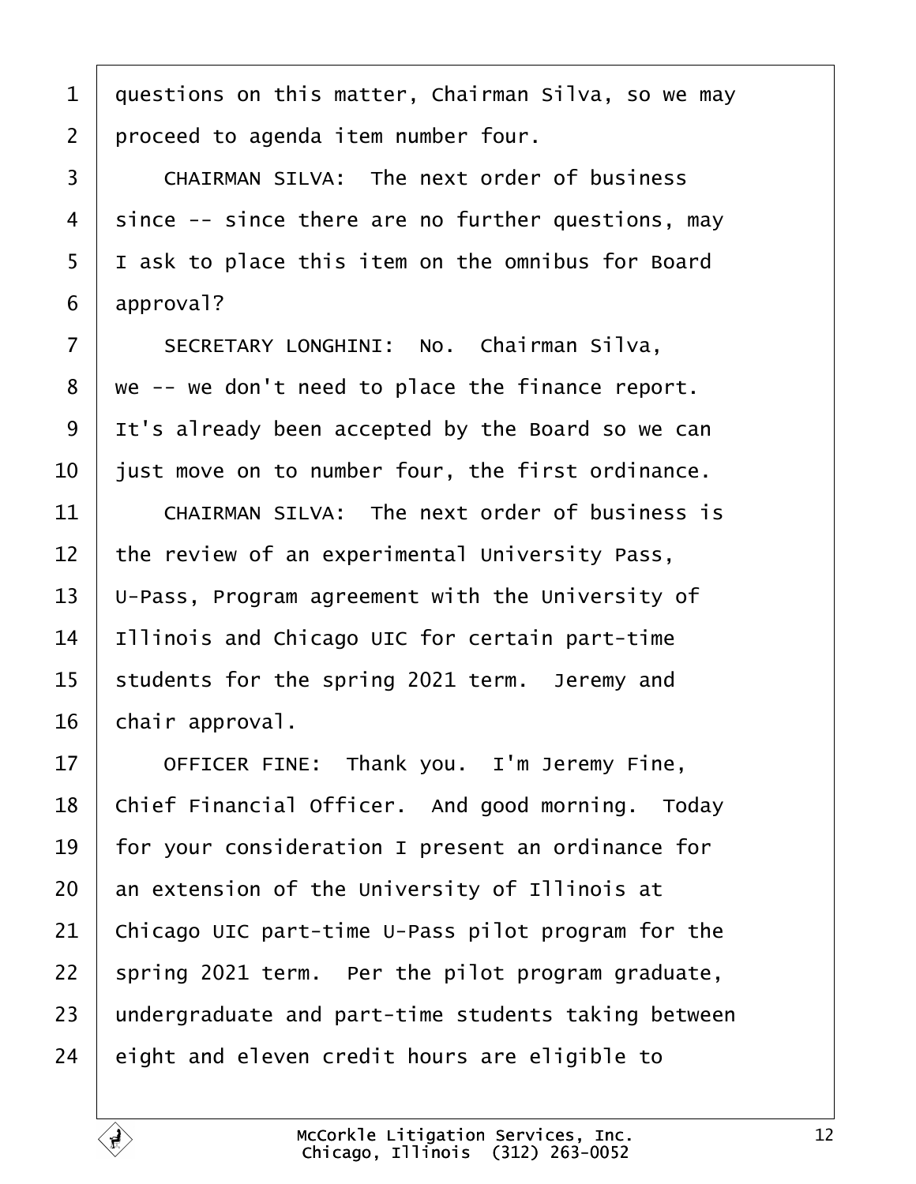1 questions on this matter, Chairman Silva, so we may
2 proceed to agenda item number four.

3 CHAIRMAN SILVA: The next order of business
4 since -- since there are no further questions, may
5 I ask to place this item on the omnibus for Board
6 approval?

7 SECRETARY LONGHINI: No. Chairman Silva,
8 we -- we don't need to place the finance report.
9 It's already been accepted by the Board so we can
10 just move on to number four, the first ordinance.

11 CHAIRMAN SILVA: The next order of business is
12 the review of an experimental University Pass,
13 U-Pass, Program agreement with the University of
14 Illinois and Chicago UIC for certain part-time
15 students for the spring 2021 term. Jeremy and
16 chair approval.

17 OFFICER FINE: Thank you. I'm Jeremy Fine,
18 Chief Financial Officer. And good morning. Today
19 for your consideration I present an ordinance for
20 an extension of the University of Illinois at
21 Chicago UIC part-time U-Pass pilot program for the
22 spring 2021 term. Per the pilot program graduate,
23 undergraduate and part-time students taking between
24 eight and eleven credit hours are eligible to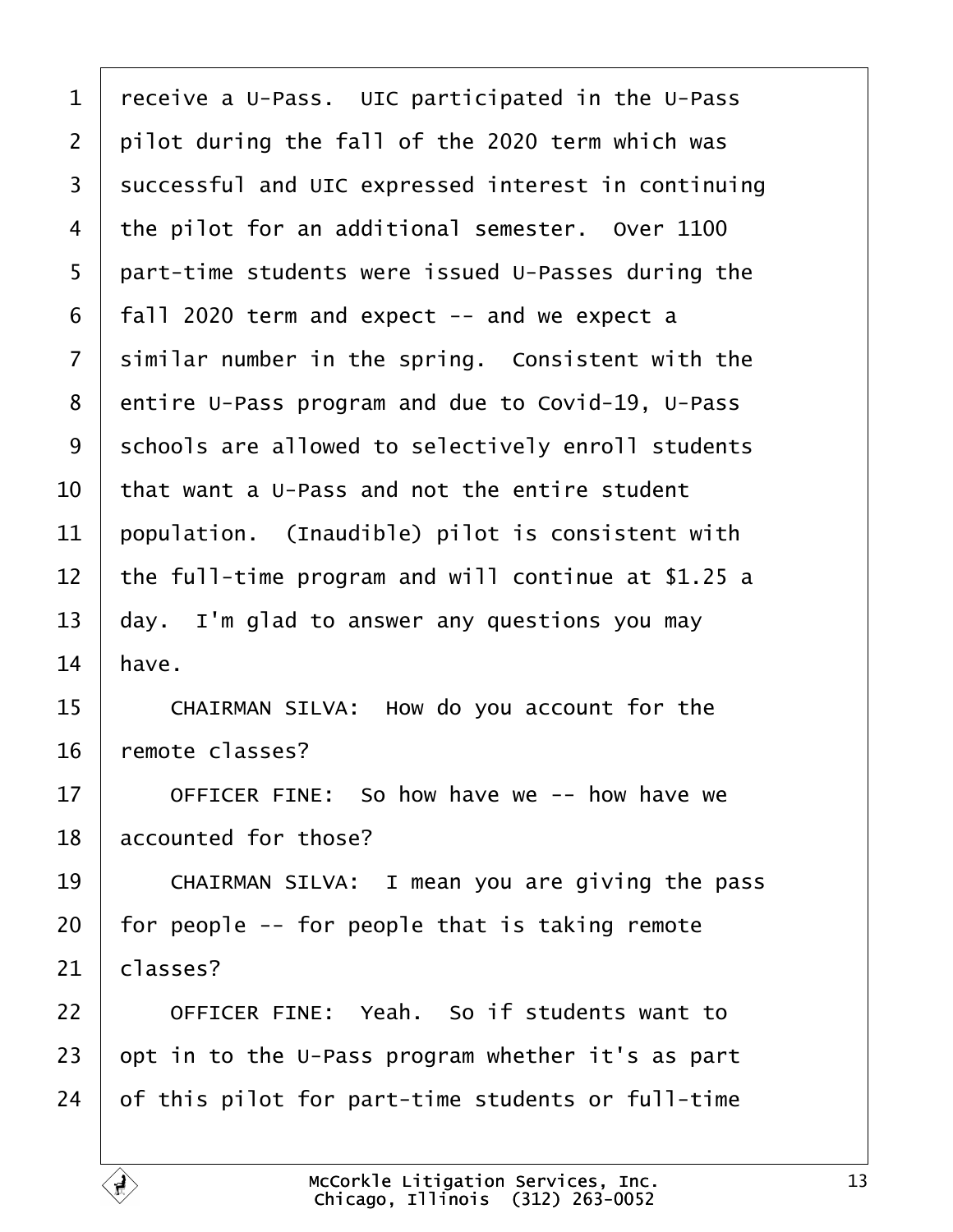receive a U-Pass. UIC participated in the U-Pass pilot during the fall of the 2020 term which was successful and UIC expressed interest in continuing the pilot for an additional semester. Over 1100 part-time students were issued U-Passes during the fall 2020 term and expect -- and we expect a similar number in the spring. Consistent with the entire U-Pass program and due to Covid-19, U-Pass schools are allowed to selectively enroll students that want a U-Pass and not the entire student population. (Inaudible) pilot is consistent with the full-time program and will continue at $1.25 a day. I'm glad to answer any questions you may have.

CHAIRMAN SILVA: How do you account for the remote classes?

OFFICER FINE: So how have we -- how have we accounted for those?

CHAIRMAN SILVA: I mean you are giving the pass for people -- for people that is taking remote classes?

OFFICER FINE: Yeah. So if students want to opt in to the U-Pass program whether it's as part of this pilot for part-time students or full-time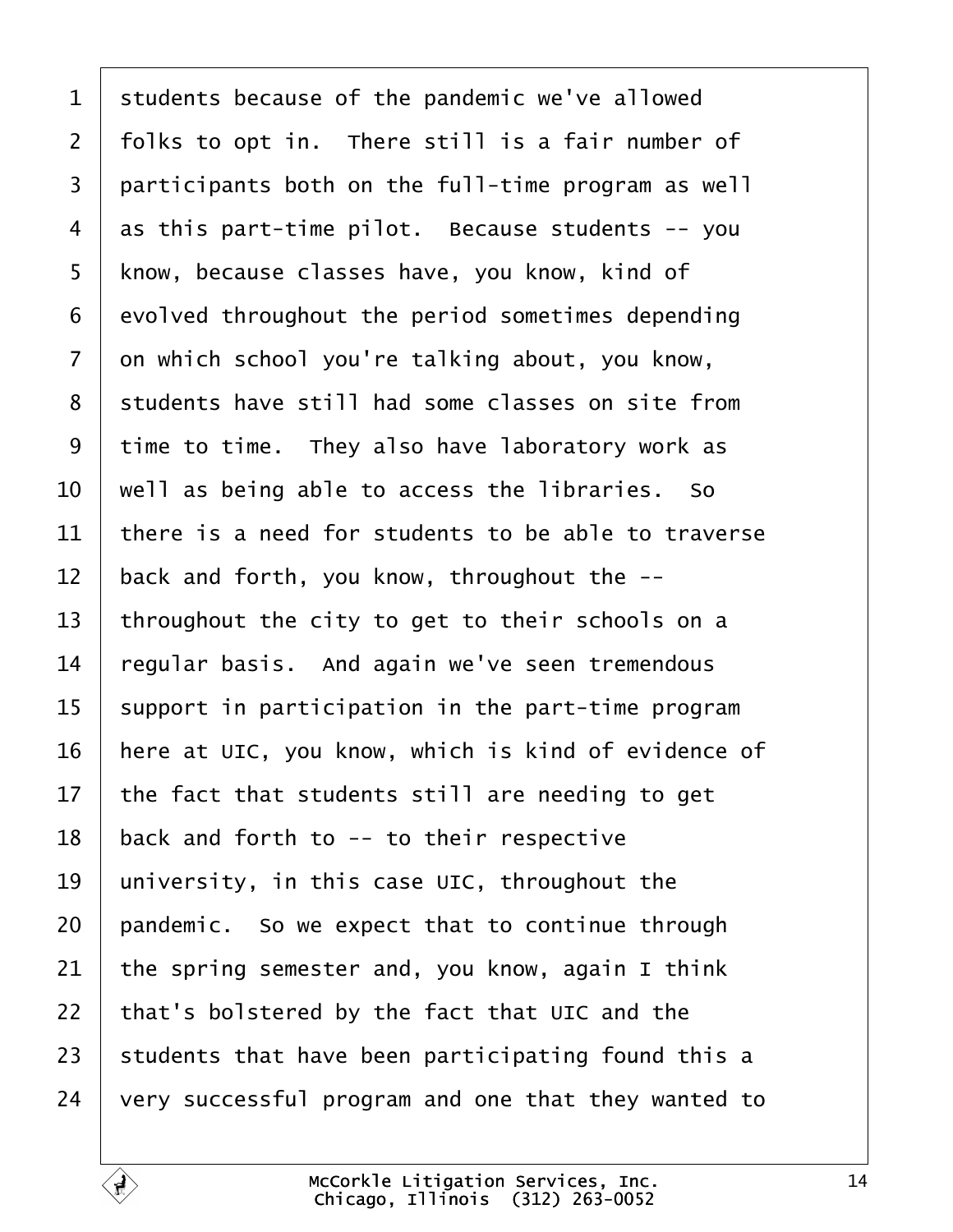students because of the pandemic we've allowed folks to opt in. There still is a fair number of participants both on the full-time program as well as this part-time pilot. Because students -- you know, because classes have, you know, kind of evolved throughout the period sometimes depending on which school you're talking about, you know, students have still had some classes on site from time to time. They also have laboratory work as well as being able to access the libraries. So there is a need for students to be able to traverse back and forth, you know, throughout the -- throughout the city to get to their schools on a regular basis. And again we've seen tremendous support in participation in the part-time program here at UIC, you know, which is kind of evidence of the fact that students still are needing to get back and forth to -- to their respective university, in this case UIC, throughout the pandemic. So we expect that to continue through the spring semester and, you know, again I think that's bolstered by the fact that UIC and the students that have been participating found this a very successful program and one that they wanted to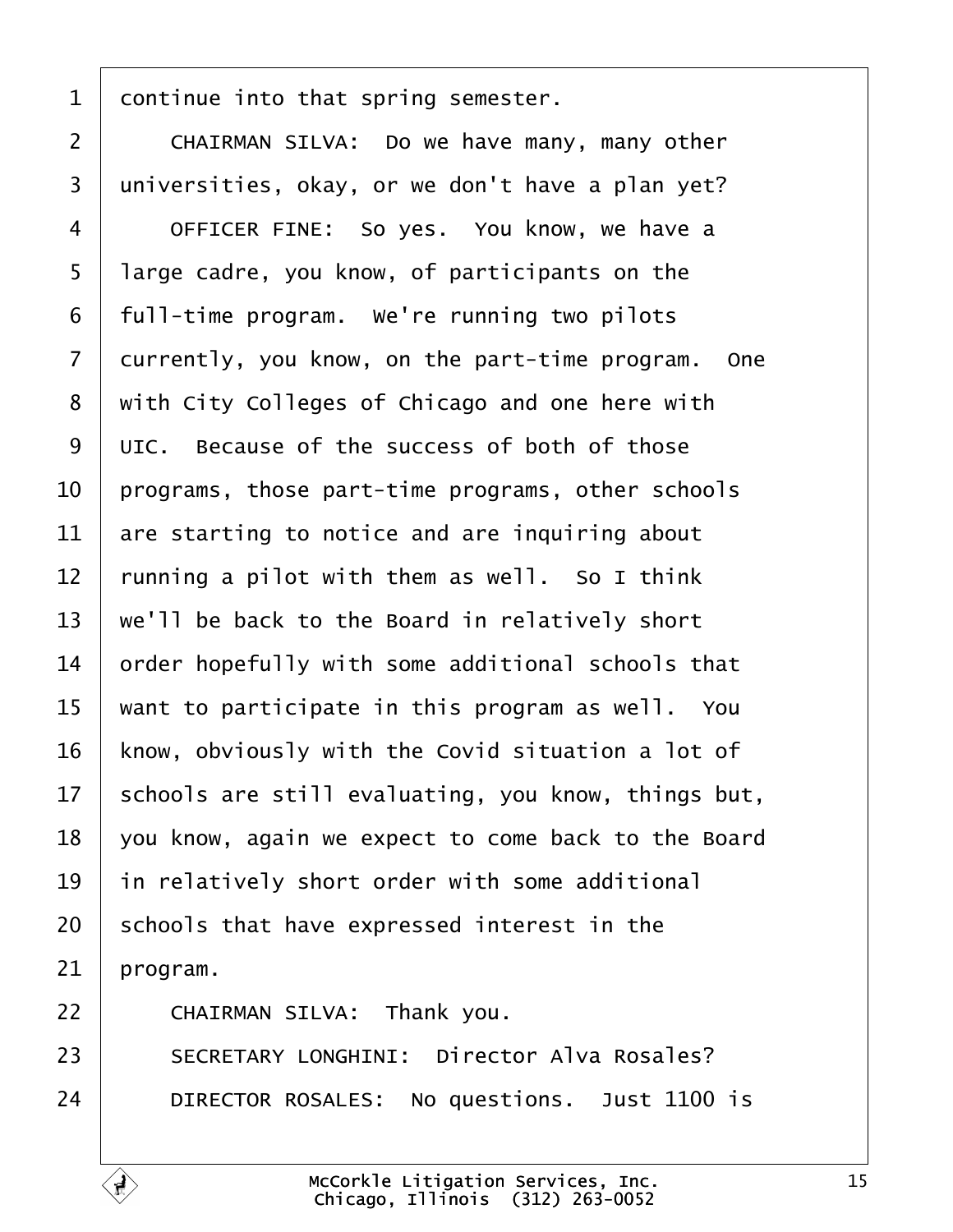continue into that spring semester.

CHAIRMAN SILVA: Do we have many, many other universities, okay, or we don't have a plan yet?

OFFICER FINE: So yes. You know, we have a large cadre, you know, of participants on the full-time program. We're running two pilots currently, you know, on the part-time program. One with City Colleges of Chicago and one here with UIC. Because of the success of both of those programs, those part-time programs, other schools are starting to notice and are inquiring about running a pilot with them as well. So I think we'll be back to the Board in relatively short order hopefully with some additional schools that want to participate in this program as well. You know, obviously with the Covid situation a lot of schools are still evaluating, you know, things but, you know, again we expect to come back to the Board in relatively short order with some additional schools that have expressed interest in the program.

CHAIRMAN SILVA: Thank you.

SECRETARY LONGHINI: Director Alva Rosales?

DIRECTOR ROSALES: No questions. Just 1100 is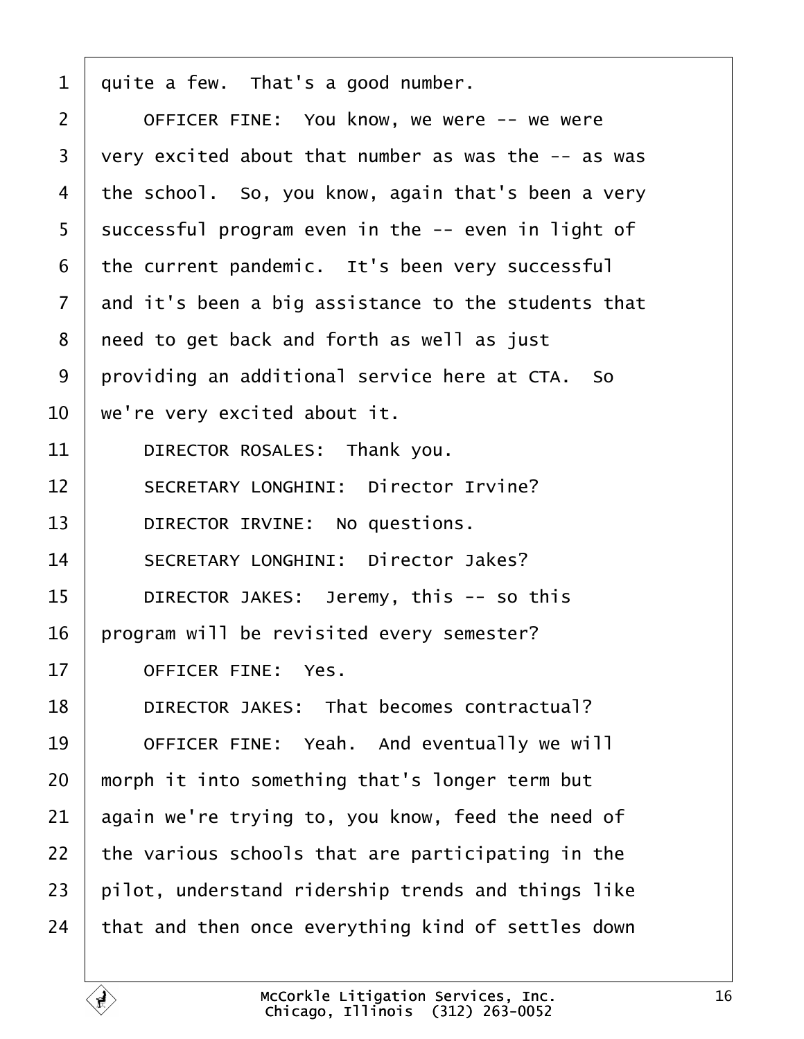quite a few. That's a good number.

OFFICER FINE: You know, we were -- we were very excited about that number as was the -- as was the school. So, you know, again that's been a very successful program even in the -- even in light of the current pandemic. It's been very successful and it's been a big assistance to the students that need to get back and forth as well as just providing an additional service here at CTA. So we're very excited about it.

DIRECTOR ROSALES: Thank you.

SECRETARY LONGHINI: Director Irvine?

DIRECTOR IRVINE: No questions.

SECRETARY LONGHINI: Director Jakes?

DIRECTOR JAKES: Jeremy, this -- so this program will be revisited every semester?

OFFICER FINE: Yes.

DIRECTOR JAKES: That becomes contractual?

OFFICER FINE: Yeah. And eventually we will morph it into something that's longer term but again we're trying to, you know, feed the need of the various schools that are participating in the pilot, understand ridership trends and things like that and then once everything kind of settles down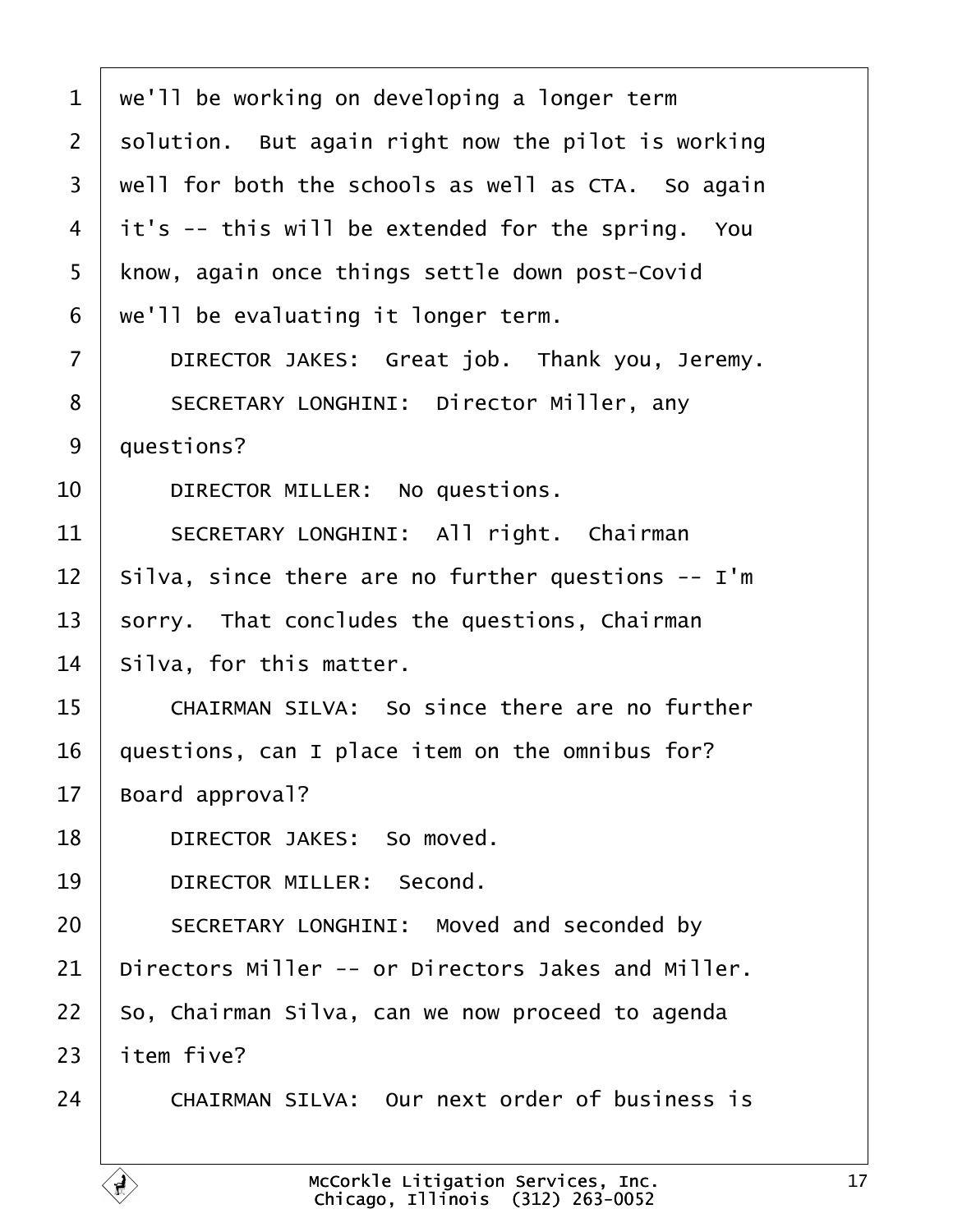1 we'll be working on developing a longer term
2 solution. But again right now the pilot is working
3 well for both the schools as well as CTA. So again
4 it's -- this will be extended for the spring. You
5 know, again once things settle down post-Covid
6 we'll be evaluating it longer term.
7 DIRECTOR JAKES: Great job. Thank you, Jeremy.
8 SECRETARY LONGHINI: Director Miller, any
9 questions?
10 DIRECTOR MILLER: No questions.
11 SECRETARY LONGHINI: All right. Chairman
12 Silva, since there are no further questions -- I'm
13 sorry. That concludes the questions, Chairman
14 Silva, for this matter.
15 CHAIRMAN SILVA: So since there are no further
16 questions, can I place item on the omnibus for?
17 Board approval?
18 DIRECTOR JAKES: So moved.
19 DIRECTOR MILLER: Second.
20 SECRETARY LONGHINI: Moved and seconded by
21 Directors Miller -- or Directors Jakes and Miller.
22 So, Chairman Silva, can we now proceed to agenda
23 item five?
24 CHAIRMAN SILVA: Our next order of business is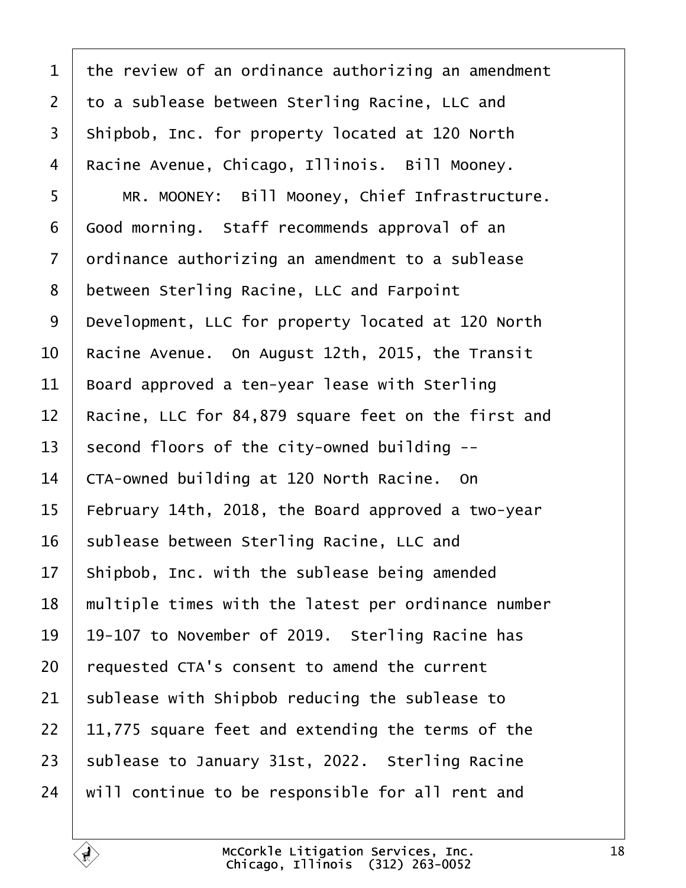the review of an ordinance authorizing an amendment to a sublease between Sterling Racine, LLC and Shipbob, Inc. for property located at 120 North Racine Avenue, Chicago, Illinois. Bill Mooney.

MR. MOONEY: Bill Mooney, Chief Infrastructure. Good morning. Staff recommends approval of an ordinance authorizing an amendment to a sublease between Sterling Racine, LLC and Farpoint Development, LLC for property located at 120 North Racine Avenue. On August 12th, 2015, the Transit Board approved a ten-year lease with Sterling Racine, LLC for 84,879 square feet on the first and second floors of the city-owned building -- CTA-owned building at 120 North Racine. On February 14th, 2018, the Board approved a two-year sublease between Sterling Racine, LLC and Shipbob, Inc. with the sublease being amended multiple times with the latest per ordinance number 19-107 to November of 2019. Sterling Racine has requested CTA's consent to amend the current sublease with Shipbob reducing the sublease to 11,775 square feet and extending the terms of the sublease to January 31st, 2022. Sterling Racine will continue to be responsible for all rent and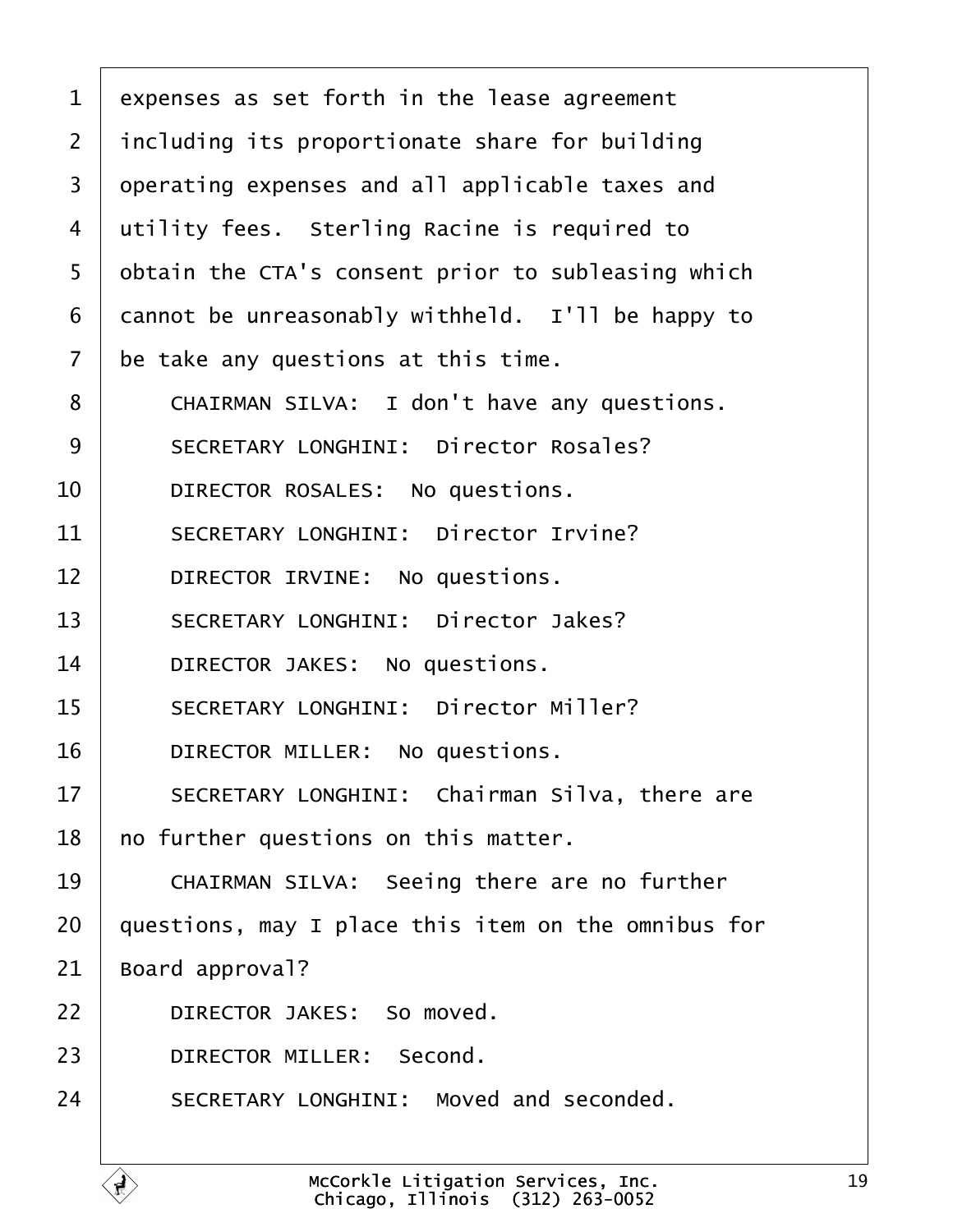expenses as set forth in the lease agreement including its proportionate share for building operating expenses and all applicable taxes and utility fees. Sterling Racine is required to obtain the CTA's consent prior to subleasing which cannot be unreasonably withheld. I'll be happy to be take any questions at this time.

CHAIRMAN SILVA: I don't have any questions.

SECRETARY LONGHINI: Director Rosales?

DIRECTOR ROSALES: No questions.

SECRETARY LONGHINI: Director Irvine?

DIRECTOR IRVINE: No questions.

SECRETARY LONGHINI: Director Jakes?

DIRECTOR JAKES: No questions.

SECRETARY LONGHINI: Director Miller?

DIRECTOR MILLER: No questions.

SECRETARY LONGHINI: Chairman Silva, there are no further questions on this matter.

CHAIRMAN SILVA: Seeing there are no further questions, may I place this item on the omnibus for Board approval?

DIRECTOR JAKES: So moved.

DIRECTOR MILLER: Second.

SECRETARY LONGHINI: Moved and seconded.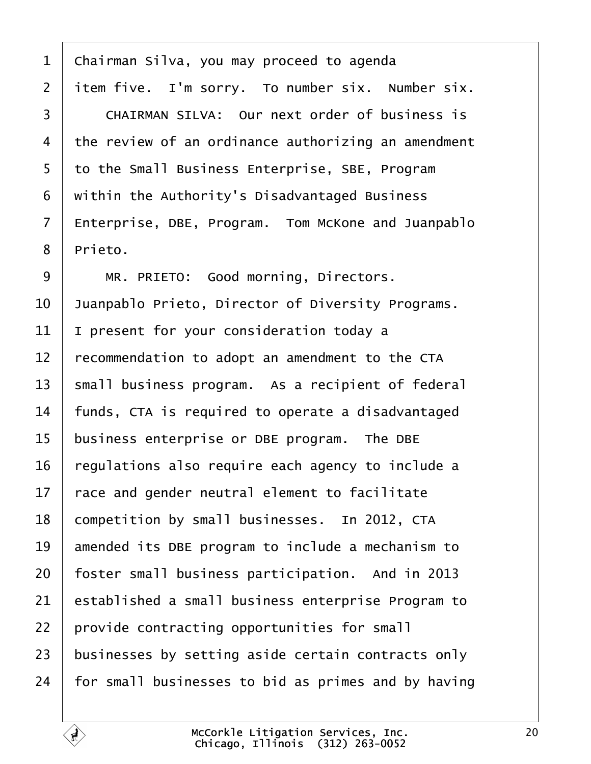Chairman Silva, you may proceed to agenda item five. I'm sorry. To number six. Number six.

CHAIRMAN SILVA: Our next order of business is the review of an ordinance authorizing an amendment to the Small Business Enterprise, SBE, Program within the Authority's Disadvantaged Business Enterprise, DBE, Program. Tom McKone and Juanpablo Prieto.

MR. PRIETO: Good morning, Directors. Juanpablo Prieto, Director of Diversity Programs. I present for your consideration today a recommendation to adopt an amendment to the CTA small business program. As a recipient of federal funds, CTA is required to operate a disadvantaged business enterprise or DBE program. The DBE regulations also require each agency to include a race and gender neutral element to facilitate competition by small businesses. In 2012, CTA amended its DBE program to include a mechanism to foster small business participation. And in 2013 established a small business enterprise Program to provide contracting opportunities for small businesses by setting aside certain contracts only for small businesses to bid as primes and by having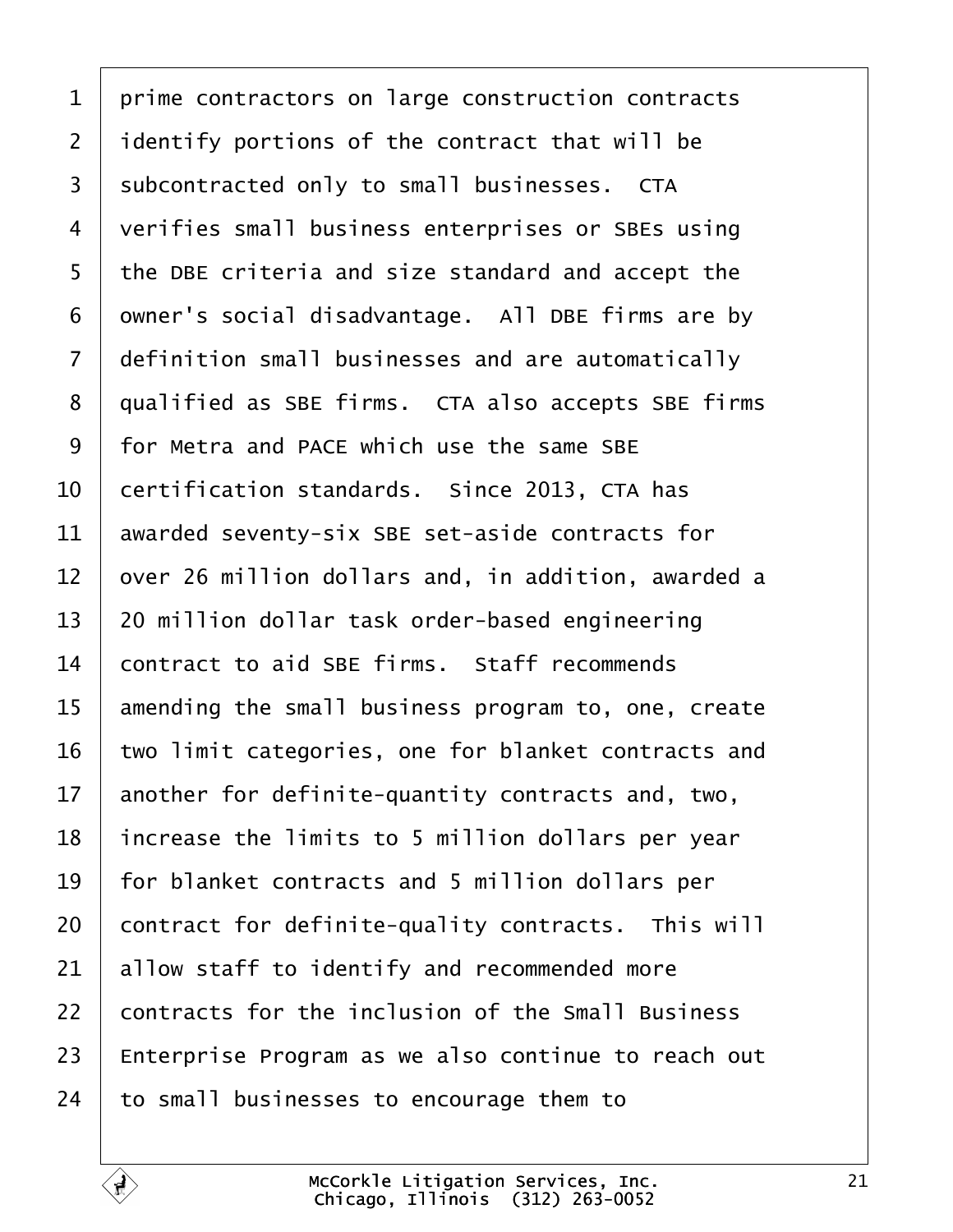prime contractors on large construction contracts identify portions of the contract that will be subcontracted only to small businesses. CTA verifies small business enterprises or SBEs using the DBE criteria and size standard and accept the owner's social disadvantage. All DBE firms are by definition small businesses and are automatically qualified as SBE firms. CTA also accepts SBE firms for Metra and PACE which use the same SBE certification standards. Since 2013, CTA has awarded seventy-six SBE set-aside contracts for over 26 million dollars and, in addition, awarded a 20 million dollar task order-based engineering contract to aid SBE firms. Staff recommends amending the small business program to, one, create two limit categories, one for blanket contracts and another for definite-quantity contracts and, two, increase the limits to 5 million dollars per year for blanket contracts and 5 million dollars per contract for definite-quality contracts. This will allow staff to identify and recommended more contracts for the inclusion of the Small Business Enterprise Program as we also continue to reach out to small businesses to encourage them to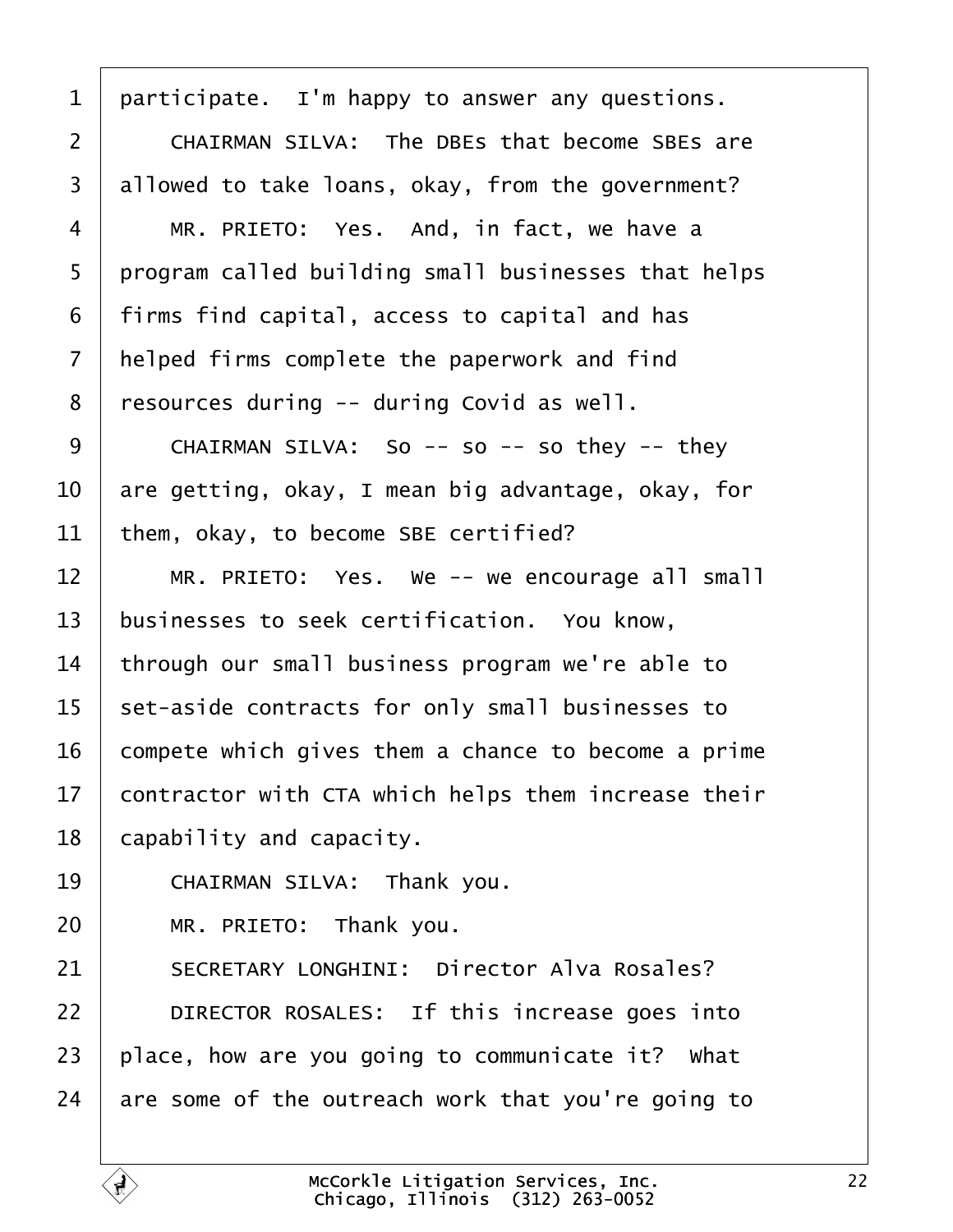participate. I'm happy to answer any questions.

CHAIRMAN SILVA: The DBEs that become SBEs are allowed to take loans, okay, from the government?

MR. PRIETO: Yes. And, in fact, we have a program called building small businesses that helps firms find capital, access to capital and has helped firms complete the paperwork and find resources during -- during Covid as well.

CHAIRMAN SILVA: So -- so -- so they -- they are getting, okay, I mean big advantage, okay, for them, okay, to become SBE certified?

MR. PRIETO: Yes. We -- we encourage all small businesses to seek certification. You know, through our small business program we're able to set-aside contracts for only small businesses to compete which gives them a chance to become a prime contractor with CTA which helps them increase their capability and capacity.

CHAIRMAN SILVA: Thank you.

MR. PRIETO: Thank you.

SECRETARY LONGHINI: Director Alva Rosales?

DIRECTOR ROSALES: If this increase goes into place, how are you going to communicate it? What are some of the outreach work that you're going to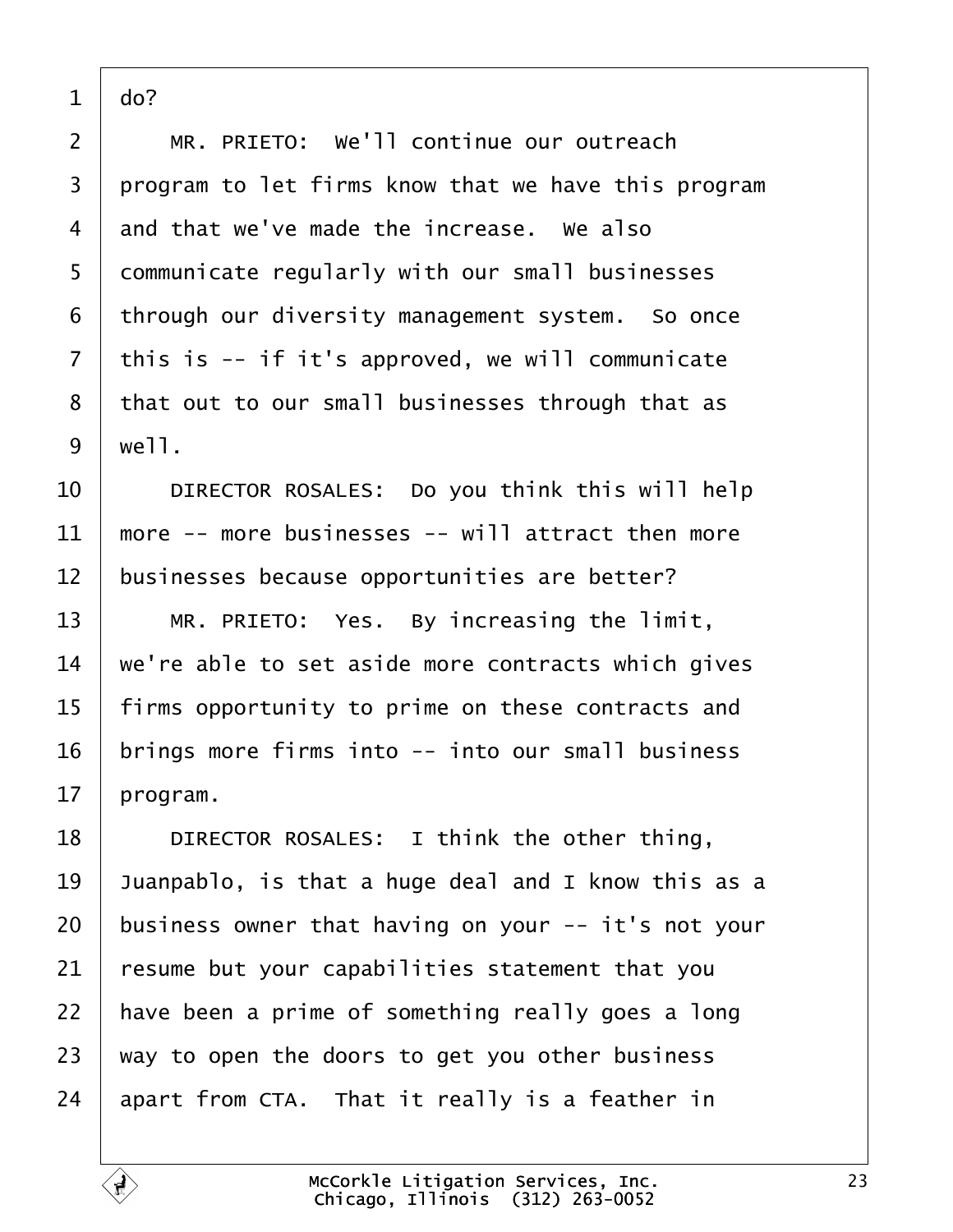do?

MR. PRIETO: We'll continue our outreach program to let firms know that we have this program and that we've made the increase. We also communicate regularly with our small businesses through our diversity management system. So once this is -- if it's approved, we will communicate that out to our small businesses through that as well.

DIRECTOR ROSALES: Do you think this will help more -- more businesses -- will attract then more businesses because opportunities are better?

MR. PRIETO: Yes. By increasing the limit, we're able to set aside more contracts which gives firms opportunity to prime on these contracts and brings more firms into -- into our small business program.

DIRECTOR ROSALES: I think the other thing, Juanpablo, is that a huge deal and I know this as a business owner that having on your -- it's not your resume but your capabilities statement that you have been a prime of something really goes a long way to open the doors to get you other business apart from CTA. That it really is a feather in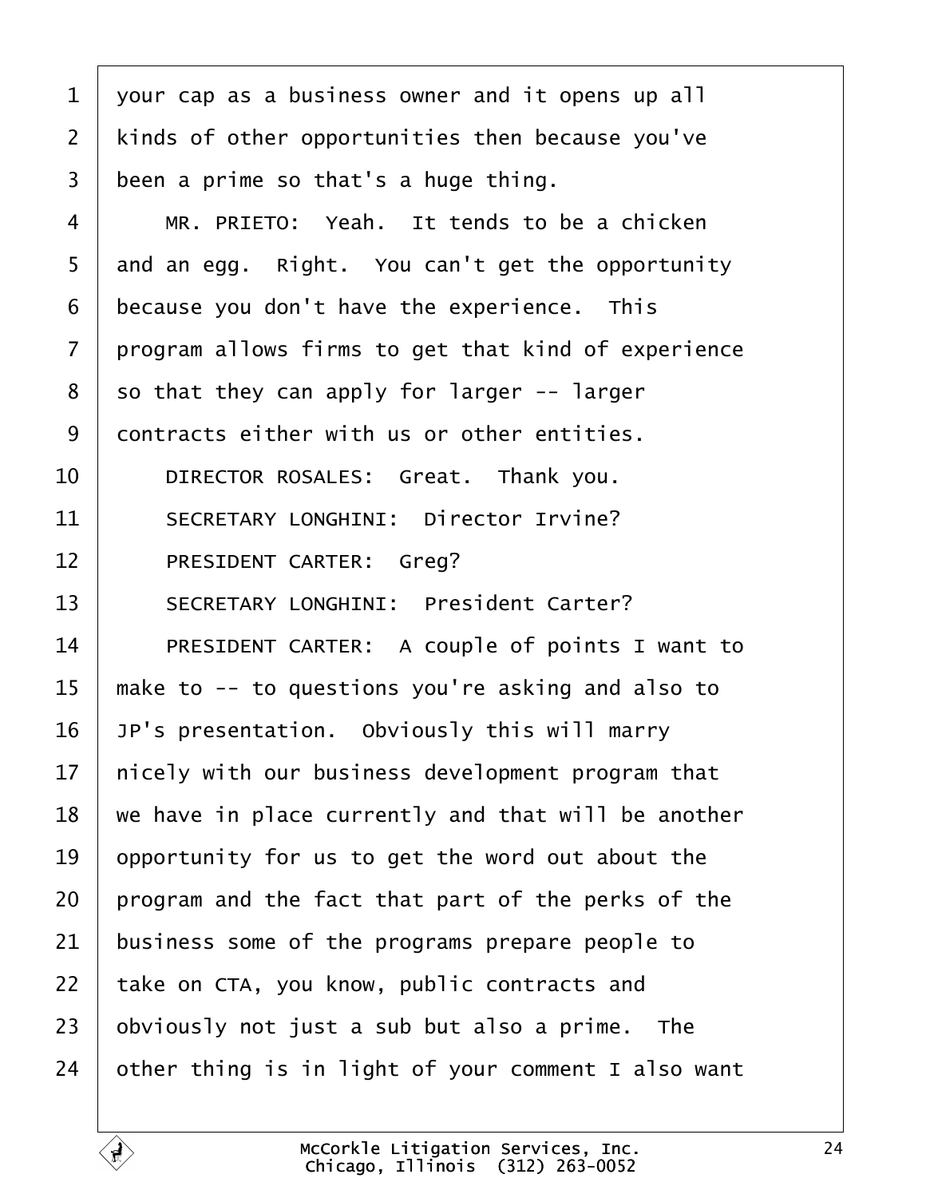your cap as a business owner and it opens up all kinds of other opportunities then because you've been a prime so that's a huge thing.

MR. PRIETO: Yeah. It tends to be a chicken and an egg. Right. You can't get the opportunity because you don't have the experience. This program allows firms to get that kind of experience so that they can apply for larger -- larger contracts either with us or other entities.

DIRECTOR ROSALES: Great. Thank you.

SECRETARY LONGHINI: Director Irvine?

PRESIDENT CARTER: Greg?

SECRETARY LONGHINI: President Carter?

PRESIDENT CARTER: A couple of points I want to make to -- to questions you're asking and also to JP's presentation. Obviously this will marry nicely with our business development program that we have in place currently and that will be another opportunity for us to get the word out about the program and the fact that part of the perks of the business some of the programs prepare people to take on CTA, you know, public contracts and obviously not just a sub but also a prime. The other thing is in light of your comment I also want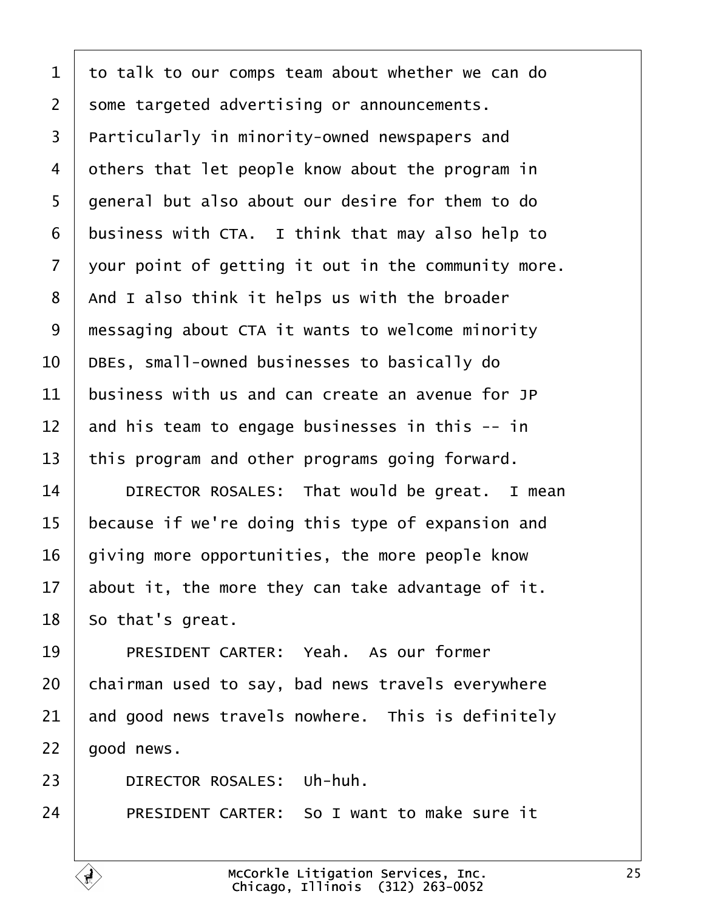to talk to our comps team about whether we can do some targeted advertising or announcements. Particularly in minority-owned newspapers and others that let people know about the program in general but also about our desire for them to do business with CTA. I think that may also help to your point of getting it out in the community more. And I also think it helps us with the broader messaging about CTA it wants to welcome minority DBEs, small-owned businesses to basically do business with us and can create an avenue for JP and his team to engage businesses in this -- in this program and other programs going forward.

DIRECTOR ROSALES: That would be great. I mean because if we're doing this type of expansion and giving more opportunities, the more people know about it, the more they can take advantage of it. So that's great.

PRESIDENT CARTER: Yeah. As our former chairman used to say, bad news travels everywhere and good news travels nowhere. This is definitely good news.

DIRECTOR ROSALES: Uh-huh.

PRESIDENT CARTER: So I want to make sure it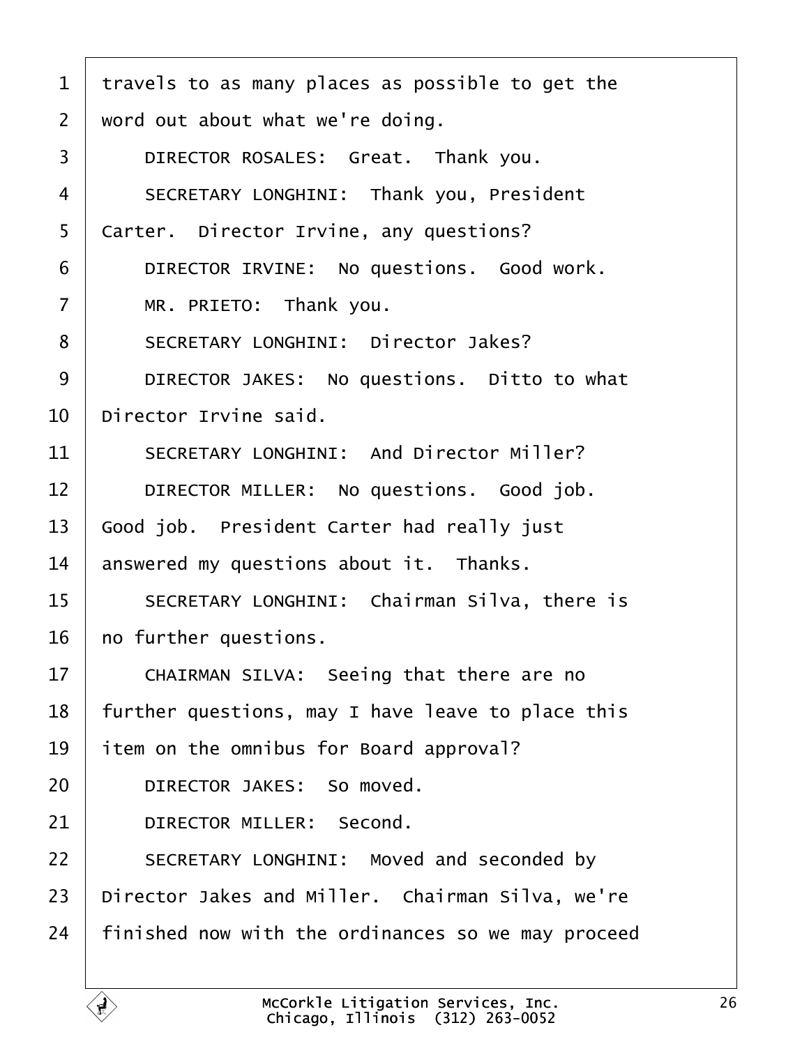1 travels to as many places as possible to get the
2 word out about what we're doing.
3 DIRECTOR ROSALES: Great. Thank you.
4 SECRETARY LONGHINI: Thank you, President
5 Carter. Director Irvine, any questions?
6 DIRECTOR IRVINE: No questions. Good work.
7 MR. PRIETO: Thank you.
8 SECRETARY LONGHINI: Director Jakes?
9 DIRECTOR JAKES: No questions. Ditto to what
10 Director Irvine said.
11 SECRETARY LONGHINI: And Director Miller?
12 DIRECTOR MILLER: No questions. Good job.
13 Good job. President Carter had really just
14 answered my questions about it. Thanks.
15 SECRETARY LONGHINI: Chairman Silva, there is
16 no further questions.
17 CHAIRMAN SILVA: Seeing that there are no
18 further questions, may I have leave to place this
19 item on the omnibus for Board approval?
20 DIRECTOR JAKES: So moved.
21 DIRECTOR MILLER: Second.
22 SECRETARY LONGHINI: Moved and seconded by
23 Director Jakes and Miller. Chairman Silva, we're
24 finished now with the ordinances so we may proceed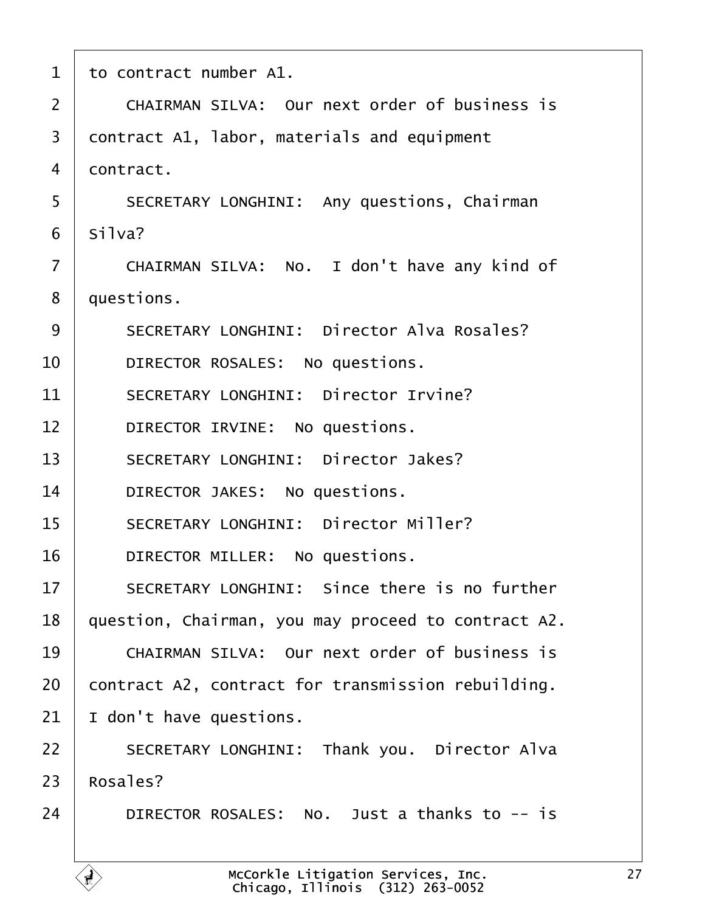to contract number A1.

CHAIRMAN SILVA: Our next order of business is contract A1, labor, materials and equipment contract.

SECRETARY LONGHINI: Any questions, Chairman Silva?

CHAIRMAN SILVA: No. I don't have any kind of questions.

SECRETARY LONGHINI: Director Alva Rosales?

DIRECTOR ROSALES: No questions.

SECRETARY LONGHINI: Director Irvine?

DIRECTOR IRVINE: No questions.

SECRETARY LONGHINI: Director Jakes?

DIRECTOR JAKES: No questions.

SECRETARY LONGHINI: Director Miller?

DIRECTOR MILLER: No questions.

SECRETARY LONGHINI: Since there is no further question, Chairman, you may proceed to contract A2.

CHAIRMAN SILVA: Our next order of business is contract A2, contract for transmission rebuilding. I don't have questions.

SECRETARY LONGHINI: Thank you. Director Alva Rosales?

DIRECTOR ROSALES: No. Just a thanks to -- is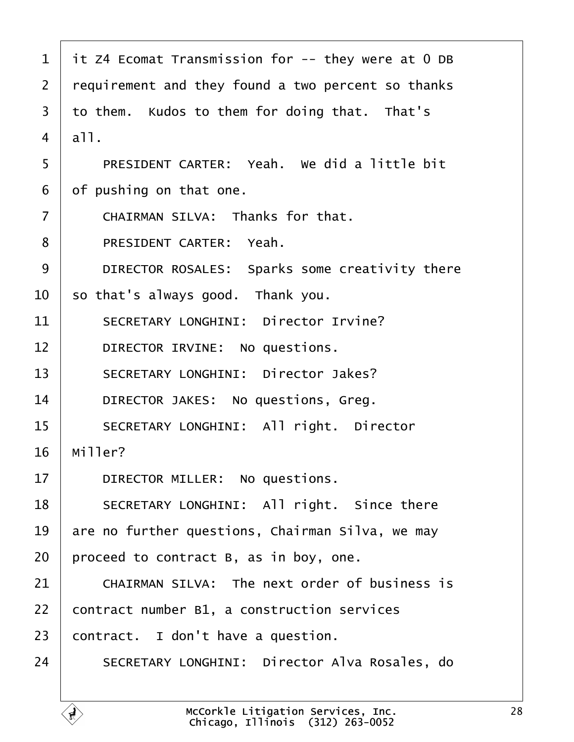1 it Z4 Ecomat Transmission for -- they were at 0 DB
2 requirement and they found a two percent so thanks
3 to them. Kudos to them for doing that. That's
4 all.
5 PRESIDENT CARTER: Yeah. We did a little bit
6 of pushing on that one.
7 CHAIRMAN SILVA: Thanks for that.
8 PRESIDENT CARTER: Yeah.
9 DIRECTOR ROSALES: Sparks some creativity there
10 so that's always good. Thank you.
11 SECRETARY LONGHINI: Director Irvine?
12 DIRECTOR IRVINE: No questions.
13 SECRETARY LONGHINI: Director Jakes?
14 DIRECTOR JAKES: No questions, Greg.
15 SECRETARY LONGHINI: All right. Director
16 Miller?
17 DIRECTOR MILLER: No questions.
18 SECRETARY LONGHINI: All right. Since there
19 are no further questions, Chairman Silva, we may
20 proceed to contract B, as in boy, one.
21 CHAIRMAN SILVA: The next order of business is
22 contract number B1, a construction services
23 contract. I don't have a question.
24 SECRETARY LONGHINI: Director Alva Rosales, do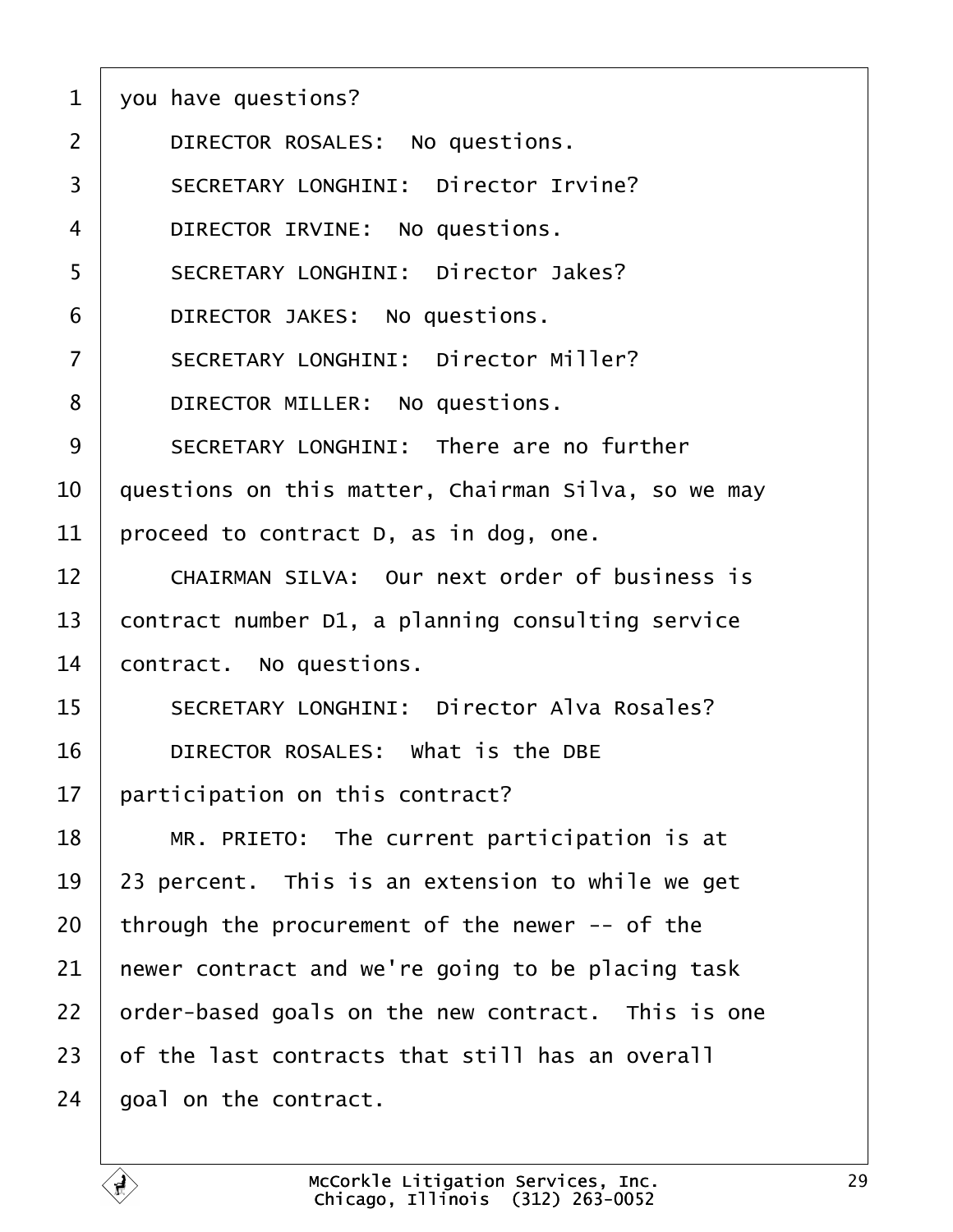1 you have questions?

2 DIRECTOR ROSALES: No questions.

3 SECRETARY LONGHINI: Director Irvine?

4 DIRECTOR IRVINE: No questions.

5 SECRETARY LONGHINI: Director Jakes?

6 DIRECTOR JAKES: No questions.

7 SECRETARY LONGHINI: Director Miller?

8 DIRECTOR MILLER: No questions.

9 SECRETARY LONGHINI: There are no further

10 questions on this matter, Chairman Silva, so we may

11 proceed to contract D, as in dog, one.

12 CHAIRMAN SILVA: Our next order of business is

13 contract number D1, a planning consulting service

14 contract. No questions.

15 SECRETARY LONGHINI: Director Alva Rosales?

16 DIRECTOR ROSALES: What is the DBE

17 participation on this contract?

18 MR. PRIETO: The current participation is at

19 23 percent. This is an extension to while we get

20 through the procurement of the newer -- of the

21 newer contract and we're going to be placing task

22 order-based goals on the new contract. This is one

23 of the last contracts that still has an overall

24 goal on the contract.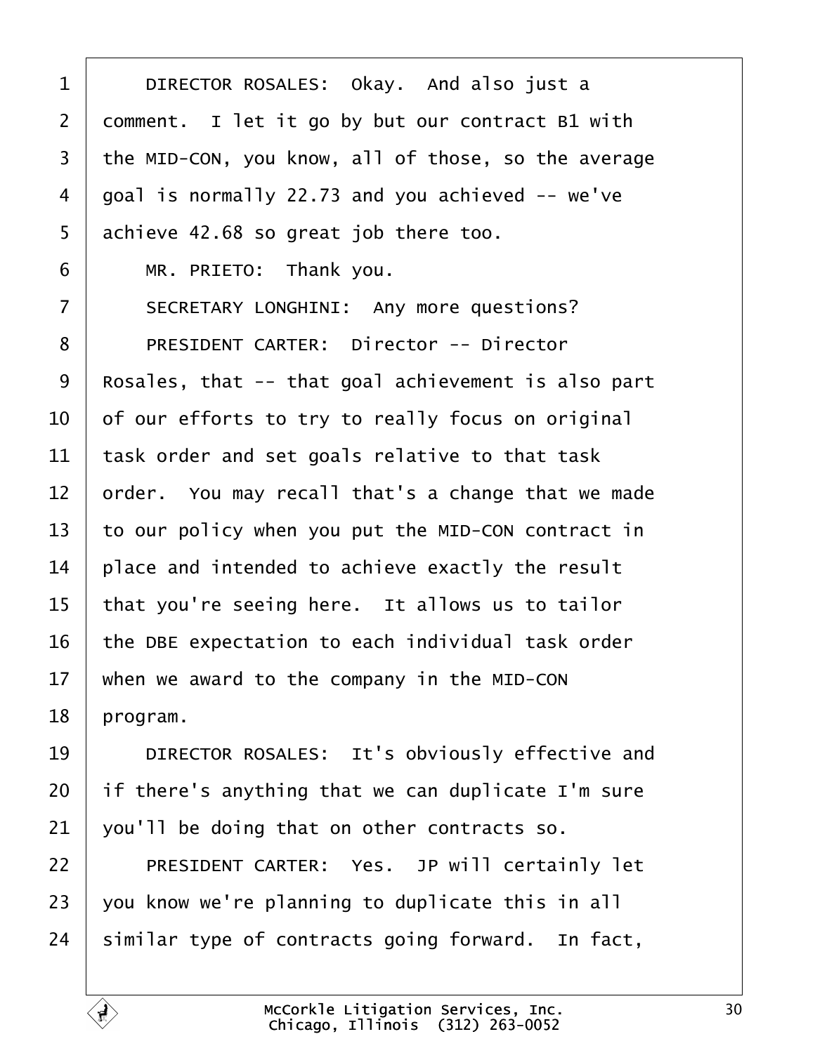DIRECTOR ROSALES: Okay. And also just a comment. I let it go by but our contract B1 with the MID-CON, you know, all of those, so the average goal is normally 22.73 and you achieved -- we've achieve 42.68 so great job there too.

MR. PRIETO: Thank you.

SECRETARY LONGHINI: Any more questions?

PRESIDENT CARTER: Director -- Director Rosales, that -- that goal achievement is also part of our efforts to try to really focus on original task order and set goals relative to that task order. You may recall that's a change that we made to our policy when you put the MID-CON contract in place and intended to achieve exactly the result that you're seeing here. It allows us to tailor the DBE expectation to each individual task order when we award to the company in the MID-CON program.

DIRECTOR ROSALES: It's obviously effective and if there's anything that we can duplicate I'm sure you'll be doing that on other contracts so.

PRESIDENT CARTER: Yes. JP will certainly let you know we're planning to duplicate this in all similar type of contracts going forward. In fact,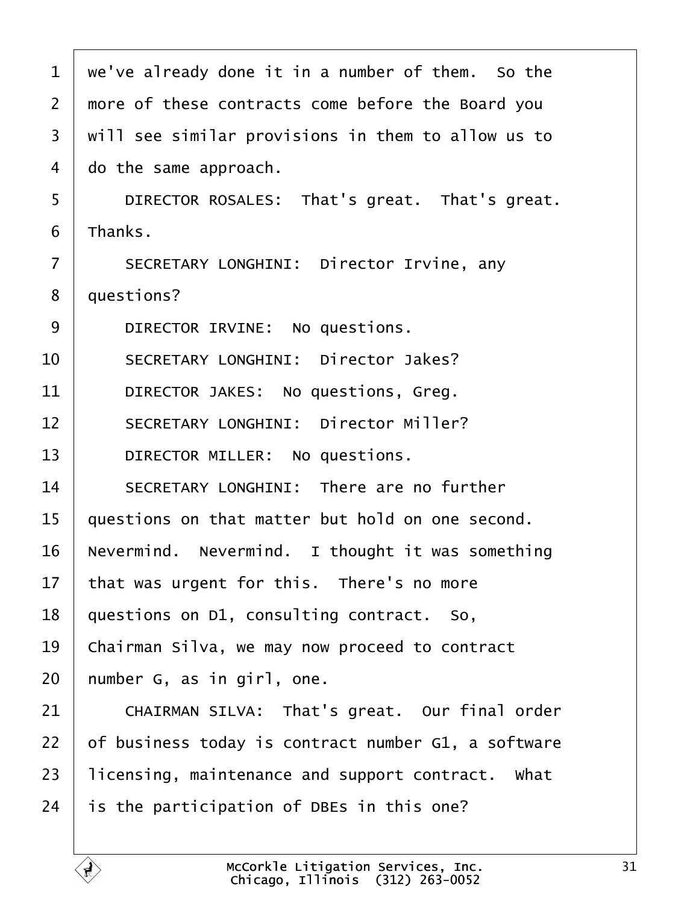1 we've already done it in a number of them. So the
2 more of these contracts come before the Board you
3 will see similar provisions in them to allow us to
4 do the same approach.

5 DIRECTOR ROSALES: That's great. That's great.
6 Thanks.

7 SECRETARY LONGHINI: Director Irvine, any
8 questions?

9 DIRECTOR IRVINE: No questions.

10 SECRETARY LONGHINI: Director Jakes?

11 DIRECTOR JAKES: No questions, Greg.

12 SECRETARY LONGHINI: Director Miller?

13 DIRECTOR MILLER: No questions.

14 SECRETARY LONGHINI: There are no further
15 questions on that matter but hold on one second.
16 Nevermind. Nevermind. I thought it was something
17 that was urgent for this. There's no more
18 questions on D1, consulting contract. So,
19 Chairman Silva, we may now proceed to contract
20 number G, as in girl, one.

21 CHAIRMAN SILVA: That's great. Our final order
22 of business today is contract number G1, a software
23 licensing, maintenance and support contract. What
24 is the participation of DBEs in this one?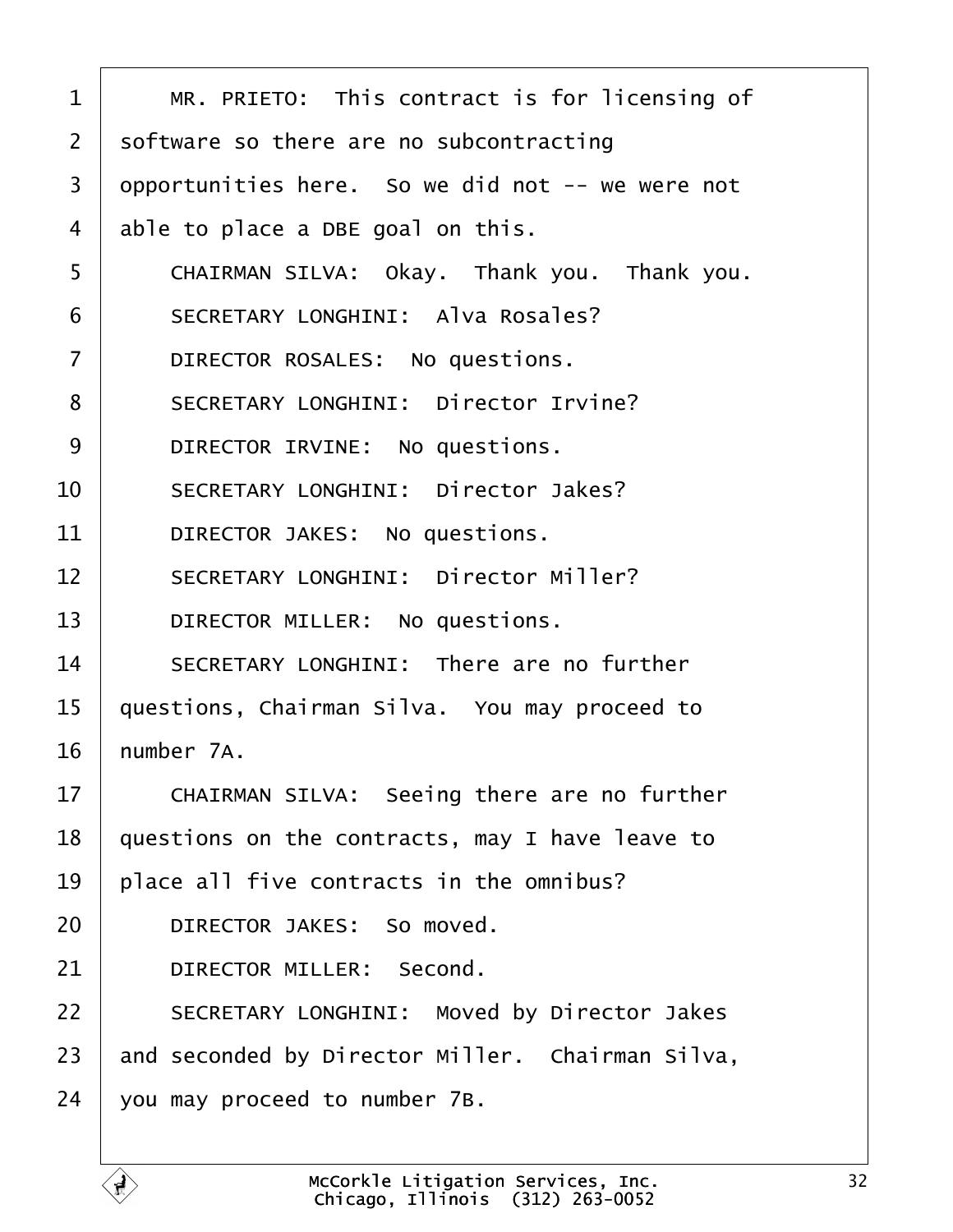MR. PRIETO: This contract is for licensing of software so there are no subcontracting opportunities here. So we did not -- we were not able to place a DBE goal on this.

CHAIRMAN SILVA: Okay. Thank you. Thank you.

SECRETARY LONGHINI: Alva Rosales?

DIRECTOR ROSALES: No questions.

SECRETARY LONGHINI: Director Irvine?

DIRECTOR IRVINE: No questions.

SECRETARY LONGHINI: Director Jakes?

DIRECTOR JAKES: No questions.

SECRETARY LONGHINI: Director Miller?

DIRECTOR MILLER: No questions.

SECRETARY LONGHINI: There are no further questions, Chairman Silva. You may proceed to number 7A.

CHAIRMAN SILVA: Seeing there are no further questions on the contracts, may I have leave to place all five contracts in the omnibus?

DIRECTOR JAKES: So moved.

DIRECTOR MILLER: Second.

SECRETARY LONGHINI: Moved by Director Jakes and seconded by Director Miller. Chairman Silva, you may proceed to number 7B.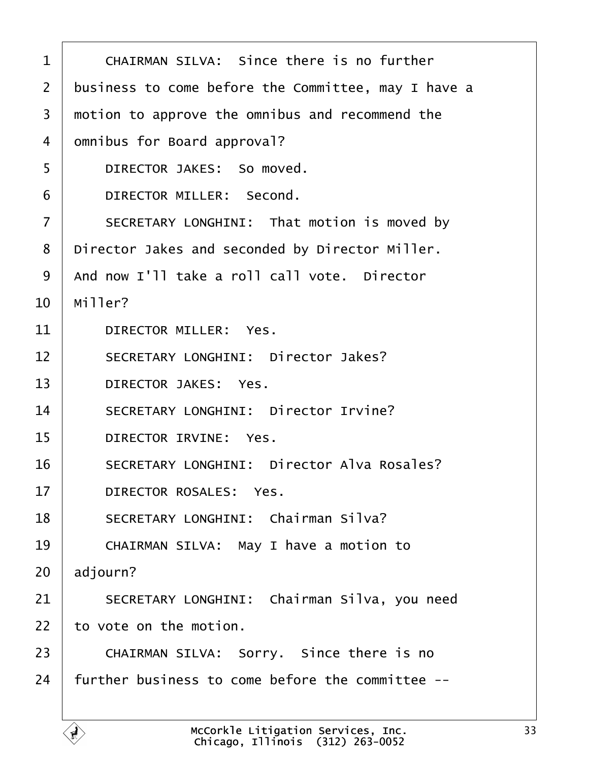CHAIRMAN SILVA: Since there is no further business to come before the Committee, may I have a motion to approve the omnibus and recommend the omnibus for Board approval?

DIRECTOR JAKES: So moved.

DIRECTOR MILLER: Second.

SECRETARY LONGHINI: That motion is moved by Director Jakes and seconded by Director Miller. And now I'll take a roll call vote. Director Miller?

DIRECTOR MILLER: Yes.

SECRETARY LONGHINI: Director Jakes?

DIRECTOR JAKES: Yes.

SECRETARY LONGHINI: Director Irvine?

DIRECTOR IRVINE: Yes.

SECRETARY LONGHINI: Director Alva Rosales?

DIRECTOR ROSALES: Yes.

SECRETARY LONGHINI: Chairman Silva?

CHAIRMAN SILVA: May I have a motion to adjourn?

SECRETARY LONGHINI: Chairman Silva, you need to vote on the motion.

CHAIRMAN SILVA: Sorry. Since there is no further business to come before the committee --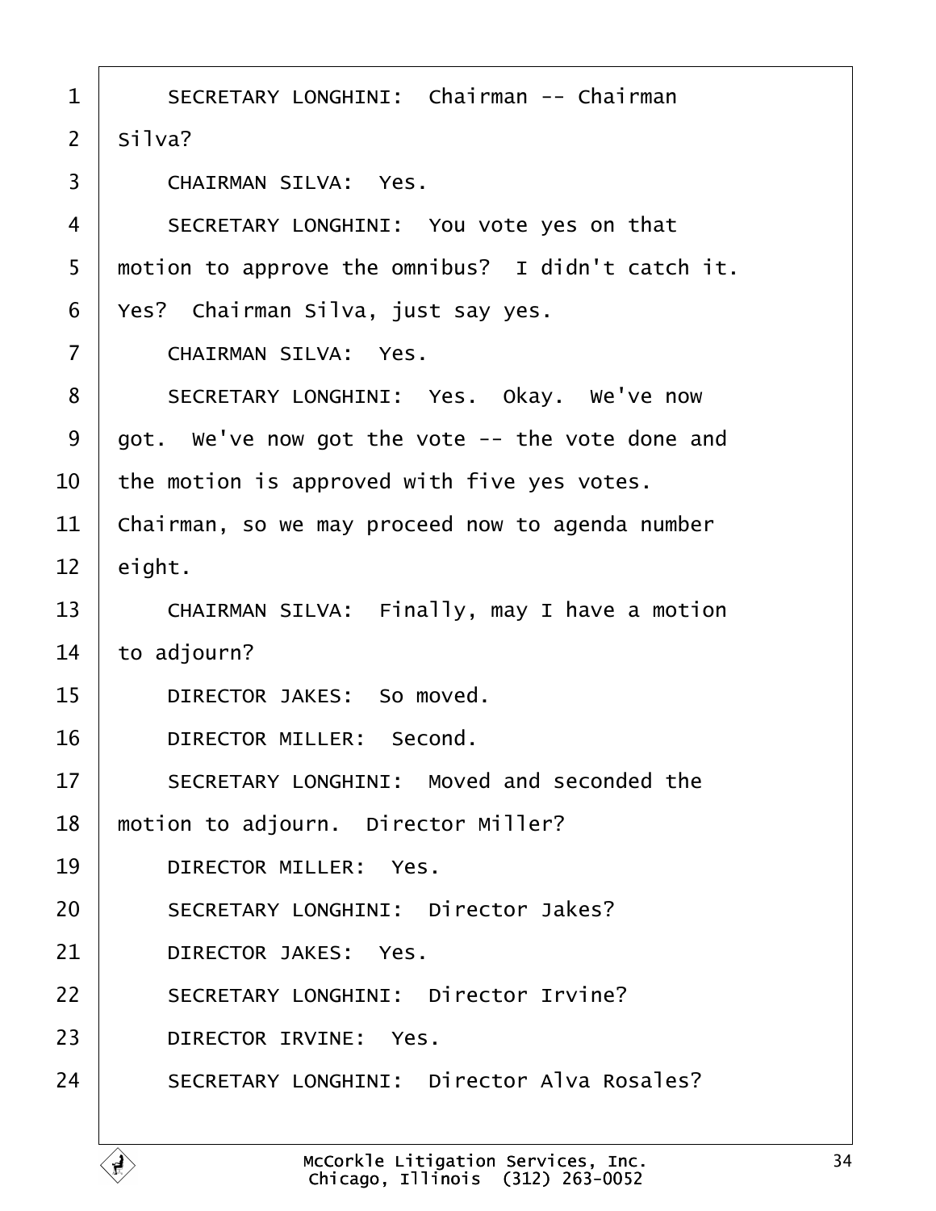SECRETARY LONGHINI: Chairman -- Chairman Silva?

CHAIRMAN SILVA: Yes.

SECRETARY LONGHINI: You vote yes on that motion to approve the omnibus? I didn't catch it. Yes? Chairman Silva, just say yes.

CHAIRMAN SILVA: Yes.

SECRETARY LONGHINI: Yes. Okay. We've now got. We've now got the vote -- the vote done and the motion is approved with five yes votes. Chairman, so we may proceed now to agenda number eight.

CHAIRMAN SILVA: Finally, may I have a motion to adjourn?

DIRECTOR JAKES: So moved.

DIRECTOR MILLER: Second.

SECRETARY LONGHINI: Moved and seconded the motion to adjourn. Director Miller?

DIRECTOR MILLER: Yes.

SECRETARY LONGHINI: Director Jakes?

DIRECTOR JAKES: Yes.

SECRETARY LONGHINI: Director Irvine?

DIRECTOR IRVINE: Yes.

SECRETARY LONGHINI: Director Alva Rosales?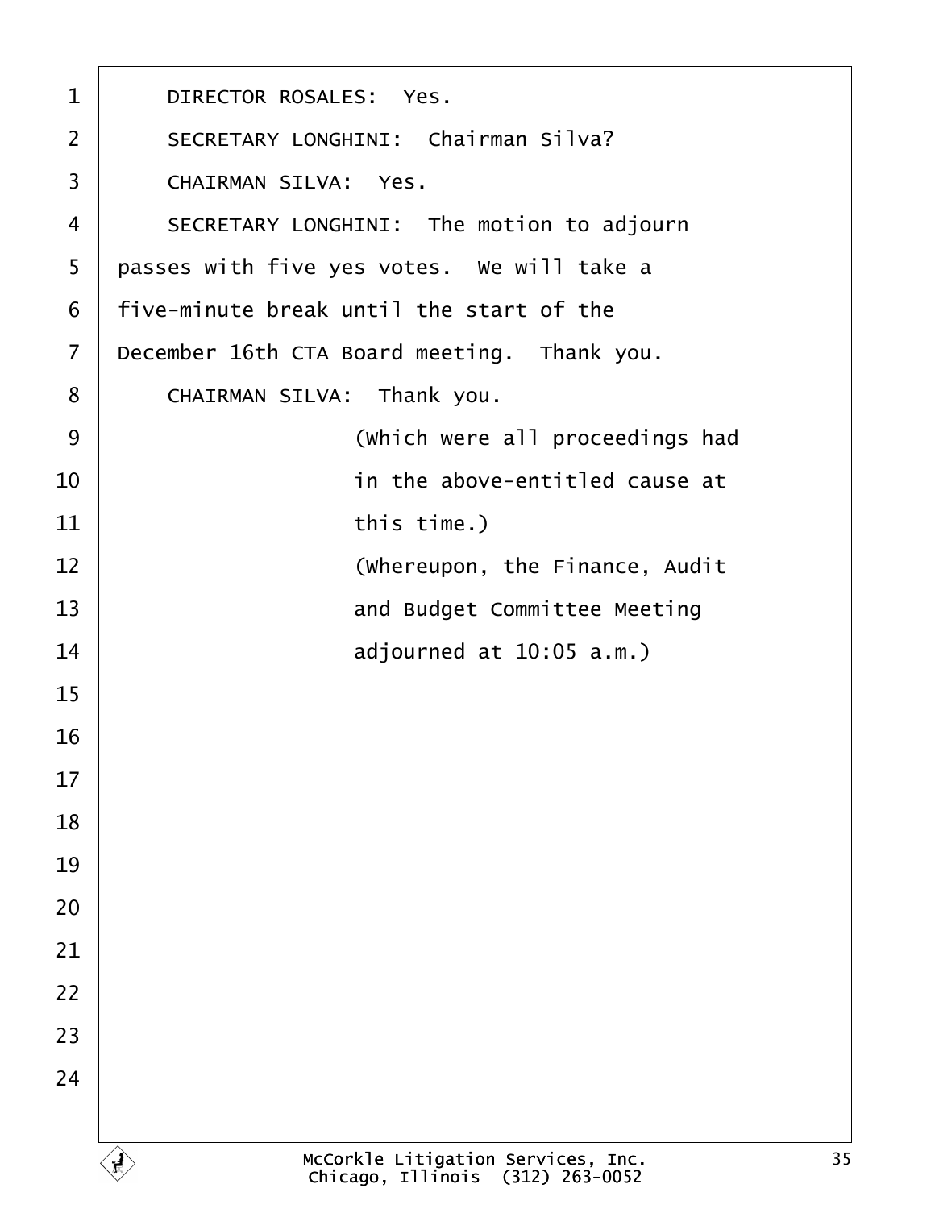DIRECTOR ROSALES: Yes.

SECRETARY LONGHINI: Chairman Silva?

CHAIRMAN SILVA: Yes.

SECRETARY LONGHINI: The motion to adjourn passes with five yes votes. We will take a five-minute break until the start of the December 16th CTA Board meeting. Thank you.

CHAIRMAN SILVA: Thank you.

(Which were all proceedings had in the above-entitled cause at this time.)

(Whereupon, the Finance, Audit and Budget Committee Meeting adjourned at 10:05 a.m.)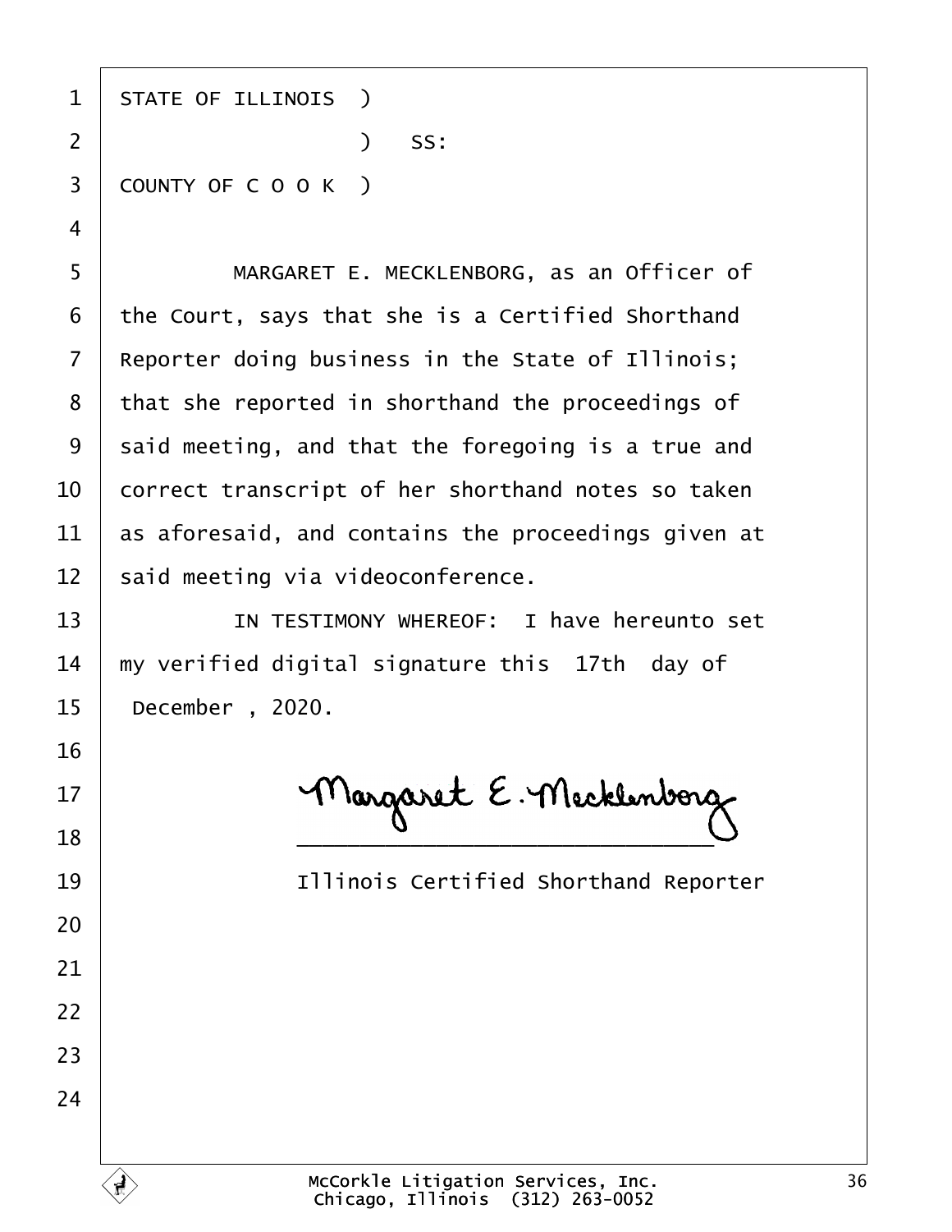STATE OF ILLINOIS )

) SS:

COUNTY OF C O O K )

MARGARET E. MECKLENBORG, as an Officer of the Court, says that she is a Certified Shorthand Reporter doing business in the State of Illinois; that she reported in shorthand the proceedings of said meeting, and that the foregoing is a true and correct transcript of her shorthand notes so taken as aforesaid, and contains the proceedings given at said meeting via videoconference.

IN TESTIMONY WHEREOF: I have hereunto set my verified digital signature this 17th day of December , 2020.

Margaret E. Mecklenborg

\_\_\_\_\_\_\_\_\_\_\_\_\_\_\_\_\_\_\_\_\_\_\_\_\_\_\_\_\_\_

Illinois Certified Shorthand Reporter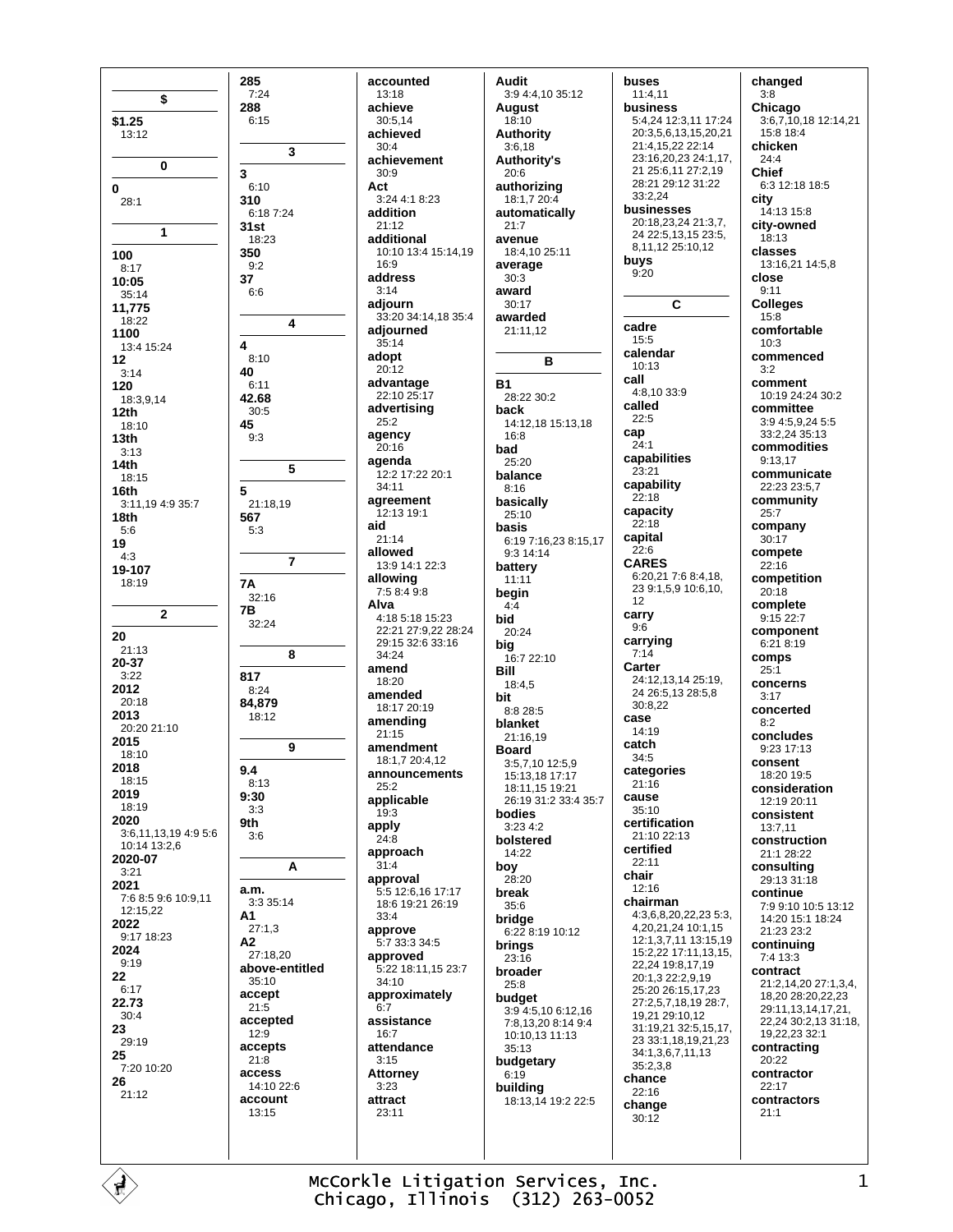## $

**$1.25**
13:12

## 0

**0**
28:1

## 1

**100**
8:17
**10:05**
35:14
**11,775**
18:22
**1100**
13:4 15:24
**12**
3:14
**120**
18:3,9,14
**12th**
18:10
**13th**
3:13
**14th**
18:15
**16th**
3:11,19 4:9 35:7
**18th**
5:6
**19**
4:3
**19-107**
18:19

## 2

**20**
21:13
**20-37**
3:22
**2012**
20:18
**2013**
20:20 21:10
**2015**
18:10
**2018**
18:15
**2019**
18:19
**2020**
3:6,11,13,19 4:9 5:6 10:14 13:2,6
**2020-07**
3:21
**2021**
7:6 8:5 9:6 10:9,11 12:15,22
**2022**
9:17 18:23
**2024**
9:19
**22**
6:17
**22.73**
30:4
**23**
29:19
**25**
7:20 10:20
**26**
21:12

**285**
7:24
**288**
6:15

## 3

**3**
6:10
**310**
6:18 7:24
**31st**
18:23
**350**
9:2
**37**
6:6

## 4

**4**
8:10
**40**
6:11
**42.68**
30:5
**45**
9:3

## 5

**5**
21:18,19
**567**
5:3

## 7

**7A**
32:16
**7B**
32:24

## 8

**817**
8:24
**84,879**
18:12

## 9

**9.4**
8:13
**9:30**
3:3
**9th**
3:6

## A

**a.m.**
3:3 35:14
**A1**
27:1,3
**A2**
27:18,20
**above-entitled**
35:10
**accept**
21:5
**accepted**
12:9
**accepts**
21:8
**access**
14:10 22:6
**account**
13:15
**accounted**
13:18
**achieve**
30:5,14
**achieved**
30:4
**achievement**
30:9
**Act**
3:24 4:1 8:23
**addition**
21:12
**additional**
10:10 13:4 15:14,19 16:9
**address**
3:14
**adjourn**
33:20 34:14,18 35:4
**adjourned**
35:14
**adopt**
20:12
**advantage**
22:10 25:17
**advertising**
25:2
**agency**
20:16
**agenda**
12:2 17:22 20:1 34:11
**agreement**
12:13 19:1
**aid**
21:14
**allowed**
13:9 14:1 22:3
**allowing**
7:5 8:4 9:8
**Alva**
4:18 5:18 15:23 22:21 27:9,22 28:24 29:15 32:6 33:16 34:24
**amend**
18:20
**amended**
18:17 20:19
**amending**
21:15
**amendment**
18:1,7 20:4,12
**announcements**
25:2
**applicable**
19:3
**apply**
24:8
**approach**
31:4
**approval**
5:5 12:6,16 17:17 18:6 19:21 26:19 33:4
**approve**
5:7 33:3 34:5
**approved**
5:22 18:11,15 23:7 34:10
**approximately**
6:7
**assistance**
16:7
**attendance**
3:15
**Attorney**
3:23
**attract**
23:11
**Audit**
3:9 4:4,10 35:12
**August**
18:10
**Authority**
3:6,18
**Authority's**
20:6
**authorizing**
18:1,7 20:4
**automatically**
21:7
**avenue**
18:4,10 25:11
**average**
30:3
**award**
30:17
**awarded**
21:11,12

## B

**B1**
28:22 30:2
**back**
14:12,18 15:13,18 16:8
**bad**
25:20
**balance**
8:16
**basically**
25:10
**basis**
6:19 7:16,23 8:15,17 9:3 14:14
**battery**
11:11
**begin**
4:4
**bid**
20:24
**big**
16:7 22:10
**Bill**
18:4,5
**bit**
8:8 28:5
**blanket**
21:16,19
**Board**
3:5,7,10 12:5,9 15:13,18 17:17 18:11,15 19:21 26:19 31:2 33:4 35:7
**bodies**
3:23 4:2
**bolstered**
14:22
**boy**
28:20
**break**
35:6
**bridge**
6:22 8:19 10:12
**brings**
23:16
**broader**
25:8
**budget**
3:9 4:5,10 6:12,16 7:8,13,20 8:14 9:4 10:10,13 11:13 35:13
**budgetary**
6:19
**building**
18:13,14 19:2 22:5
**buses**
11:4,11
**business**
5:4,24 12:3,11 17:24 20:3,5,6,13,15,20,21 21:4,15,22 22:14 23:16,20,23 24:1,17, 21 25:6,11 27:2,19 28:21 29:12 31:22 33:2,24
**businesses**
20:18,23,24 21:3,7, 24 22:5,13,15 23:5, 8,11,12 25:10,12
**buys**
9:20

## C

**cadre**
15:5
**calendar**
10:13
**call**
4:8,10 33:9
**called**
22:5
**cap**
24:1
**capabilities**
23:21
**capability**
22:18
**capacity**
22:18
**capital**
22:6
**CARES**
6:20,21 7:6 8:4,18, 23 9:1,5,9 10:6,10, 12
**carry**
9:6
**carrying**
7:14
**Carter**
24:12,13,14 25:19, 24 26:5,13 28:5,8 30:8,22
**case**
14:19
**catch**
34:5
**categories**
21:16
**cause**
35:10
**certification**
21:10 22:13
**certified**
22:11
**chair**
12:16
**chairman**
4:3,6,8,20,22,23 5:3, 4,20,21,24 10:1,15 12:1,3,7,11 13:15,19 15:2,22 17:11,13,15, 22,24 19:8,17,19 20:1,3 22:2,9,19 25:20 26:15,17,23 27:2,5,7,18,19 28:7, 19,21 29:10,12 31:19,21 32:5,15,17, 23 33:1,18,19,21,23 34:1,3,6,7,11,13 35:2,3,8
**chance**
22:16
**change**
30:12
**changed**
3:8
**Chicago**
3:6,7,10,18 12:14,21 15:8 18:4
**chicken**
24:4
**Chief**
6:3 12:18 18:5
**city**
14:13 15:8
**city-owned**
18:13
**classes**
13:16,21 14:5,8
**close**
9:11
**Colleges**
15:8
**comfortable**
10:3
**commenced**
3:2
**comment**
10:19 24:24 30:2
**committee**
3:9 4:5,9,24 5:5 33:2,24 35:13
**commodities**
9:13,17
**communicate**
22:23 23:5,7
**community**
25:7
**company**
30:17
**compete**
22:16
**competition**
20:18
**complete**
9:15 22:7
**component**
6:21 8:19
**comps**
25:1
**concerns**
3:17
**concerted**
8:2
**concludes**
9:23 17:13
**consent**
18:20 19:5
**consideration**
12:19 20:11
**consistent**
13:7,11
**construction**
21:1 28:22
**consulting**
29:13 31:18
**continue**
7:9 9:10 10:5 13:12 14:20 15:1 18:24 21:23 23:2
**continuing**
7:4 13:3
**contract**
21:2,14,20 27:1,3,4, 18,20 28:20,22,23 29:11,13,14,17,21, 22,24 30:2,13 31:18, 19,22,23 32:1
**contracting**
20:22
**contractor**
22:17
**contractors**
21:1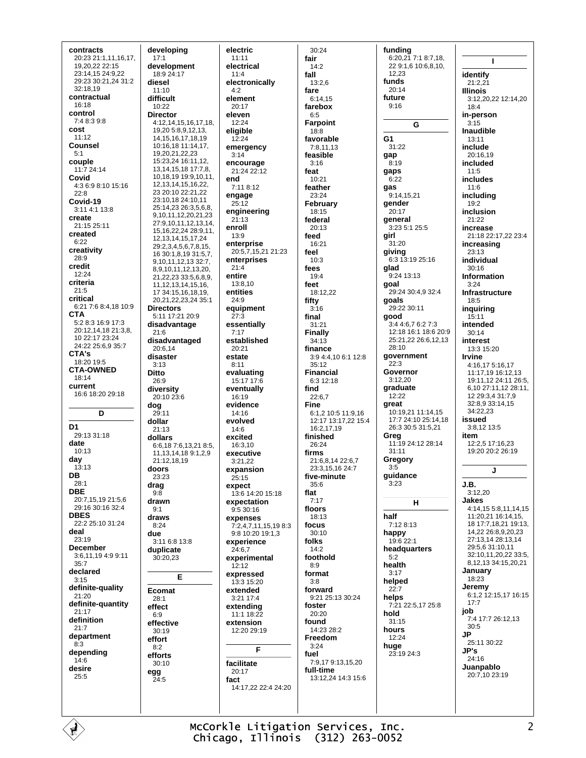**contracts**
20:23 21:1,11,16,17, 19,20,22 22:15 23:14,15 24:9,22 29:23 30:21,24 31:2 32:18,19

**contractual**
16:18

**control**
7:4 8:3 9:8

**cost**
11:12

**Counsel**
5:1

**couple**
11:7 24:14

**Covid**
4:3 6:9 8:10 15:16 22:8

**Covid-19**
3:11 4:1 13:8

**create**
21:15 25:11

**created**
6:22

**creativity**
28:9

**credit**
12:24

**criteria**
21:5

**critical**
6:21 7:6 8:4,18 10:9

**CTA**
5:2 8:3 16:9 17:3 20:12,14,18 21:3,8, 10 22:17 23:24 24:22 25:6,9 35:7

**CTA's**
18:20 19:5

**CTA-OWNED**
18:14

**current**
16:6 18:20 29:18

## D

**D1**
29:13 31:18

**date**
10:13

**day**
13:13

**DB**
28:1

**DBE**
20:7,15,19 21:5,6 29:16 30:16 32:4

**DBES**
22:2 25:10 31:24

**deal**
23:19

**December**
3:6,11,19 4:9 9:11 35:7

**declared**
3:15

**definite-quality**
21:20

**definite-quantity**
21:17

**definition**
21:7

**department**
8:3

**depending**
14:6

**desire**
25:5

**developing**
17:1

**development**
18:9 24:17

**diesel**
11:10

**difficult**
10:22

**Director**
4:12,14,15,16,17,18, 19,20 5:8,9,12,13, 14,15,16,17,18,19 10:16,18 11:14,17, 19,20,21,22,23 15:23,24 16:11,12, 13,14,15,18 17:7,8, 10,18,19 19:9,10,11, 12,13,14,15,16,22, 23 20:10 22:21,22 23:10,18 24:10,11 25:14,23 26:3,5,6,8, 9,10,11,12,20,21,23 27:9,10,11,12,13,14, 15,16,22,24 28:9,11, 12,13,14,15,17,24 29:2,3,4,5,6,7,8,15, 16 30:1,8,19 31:5,7, 9,10,11,12,13 32:7, 8,9,10,11,12,13,20, 21,22,23 33:5,6,8,9, 11,12,13,14,15,16, 17 34:15,16,18,19, 20,21,22,23,24 35:1

**Directors**
5:11 17:21 20:9

**disadvantage**
21:6

**disadvantaged**
20:6,14

**disaster**
3:13

**Ditto**
26:9

**diversity**
20:10 23:6

**dog**
29:11

**dollar**
21:13

**dollars**
6:6,18 7:6,13,21 8:5, 11,13,14,18 9:1,2,9 21:12,18,19

**doors**
23:23

**drag**
9:8

**drawn**
9:1

**draws**
8:24

**due**
3:11 6:8 13:8

**duplicate**
30:20,23

## E

**Ecomat**
28:1

**effect**
6:9

**effective**
30:19

**effort**
8:2

**efforts**
30:10

**egg**
24:5

**electric**
11:11

**electrical**
11:4

**electronically**
4:2

**element**
20:17

**eleven**
12:24

**eligible**
12:24

**emergency**
3:14

**encourage**
21:24 22:12

**end**
7:11 8:12

**engage**
25:12

**engineering**
21:13

**enroll**
13:9

**enterprise**
20:5,7,15,21 21:23

**enterprises**
21:4

**entire**
13:8,10

**entities**
24:9

**equipment**
27:3

**essentially**
7:17

**established**
20:21

**estate**
8:11

**evaluating**
15:17 17:6

**eventually**
16:19

**evidence**
14:16

**evolved**
14:6

**excited**
16:3,10

**executive**
3:21,22

**expansion**
25:15

**expect**
13:6 14:20 15:18

**expectation**
9:5 30:16

**expenses**
7:2,4,7,11,15,19 8:3 9:8 10:20 19:1,3

**experience**
24:6,7

**experimental**
12:12

**expressed**
13:3 15:20

**extended**
3:21 17:4

**extending**
11:1 18:22

**extension**
12:20 29:19

## F

**facilitate**
20:17

**fact**
14:17,22 22:4 24:20 30:24

**fair**
14:2

**fall**
13:2,6

**fare**
6:14,15

**farebox**
6:5

**Farpoint**
18:8

**favorable**
7:8,11,13

**feasible**
3:16

**feat**
10:21

**feather**
23:24

**February**
18:15

**federal**
20:13

**feed**
16:21

**feel**
10:3

**fees**
19:4

**feet**
18:12,22

**fifty**
3:16

**final**
31:21

**Finally**
34:13

**finance**
3:9 4:4,10 6:1 12:8 35:12

**Financial**
6:3 12:18

**find**
22:6,7

**Fine**
6:1,2 10:5 11:9,16 12:17 13:17,22 15:4 16:2,17,19

**finished**
26:24

**firms**
21:6,8,14 22:6,7 23:3,15,16 24:7

**five-minute**
35:6

**flat**
7:17

**floors**
18:13

**focus**
30:10

**folks**
14:2

**foothold**
8:9

**format**
3:8

**forward**
9:21 25:13 30:24

**foster**
20:20

**found**
14:23 28:2

**Freedom**
3:24

**fuel**
7:9,17 9:13,15,20

**full-time**
13:12,24 14:3 15:6

**funding**
6:20,21 7:1 8:7,18, 22 9:1,6 10:6,8,10, 12,23

**funds**
20:14

**future**
9:16

## G

**G1**
31:22

**gap**
8:19

**gaps**
6:22

**gas**
9:14,15,21

**gender**
20:17

**general**
3:23 5:1 25:5

**girl**
31:20

**giving**
6:3 13:19 25:16

**glad**
9:24 13:13

**goal**
29:24 30:4,9 32:4

**goals**
29:22 30:11

**good**
3:4 4:6,7 6:2 7:3 12:18 16:1 18:6 20:9 25:21,22 26:6,12,13 28:10

**government**
22:3

**Governor**
3:12,20

**graduate**
12:22

**great**
10:19,21 11:14,15 17:7 24:10 25:14,18 26:3 30:5 31:5,21

**Greg**
11:19 24:12 28:14 31:11

**Gregory**
3:5

**guidance**
3:23

## H

**half**
7:12 8:13

**happy**
19:6 22:1

**headquarters**
5:2

**health**
3:17

**helped**
22:7

**helps**
7:21 22:5,17 25:8

**hold**
31:15

**hours**
12:24

**huge**
23:19 24:3

## I

**identify**
21:2,21

**Illinois**
3:12,20,22 12:14,20 18:4

**in-person**
3:15

**Inaudible**
13:11

**include**
20:16,19

**included**
11:5

**includes**
11:6

**including**
19:2

**inclusion**
21:22

**increase**
21:18 22:17,22 23:4

**increasing**
23:13

**individual**
30:16

**Information**
3:24

**Infrastructure**
18:5

**inquiring**
15:11

**intended**
30:14

**interest**
13:3 15:20

**Irvine**
4:16,17 5:16,17 11:17,19 16:12,13 19:11,12 24:11 26:5, 6,10 27:11,12 28:11, 12 29:3,4 31:7,9 32:8,9 33:14,15 34:22,23

**issued**
3:8,12 13:5

**item**
12:2,5 17:16,23 19:20 20:2 26:19

## J

**J.B.**
3:12,20

**Jakes**
4:14,15 5:8,11,14,15 11:20,21 16:14,15, 18 17:7,18,21 19:13, 14,22 26:8,9,20,23 27:13,14 28:13,14 29:5,6 31:10,11 32:10,11,20,22 33:5, 8,12,13 34:15,20,21

**January**
18:23

**Jeremy**
6:1,2 12:15,17 16:15 17:7

**job**
7:4 17:7 26:12,13 30:5

**JP**
25:11 30:22

**JP's**
24:16

**Juanpablo**
20:7,10 23:19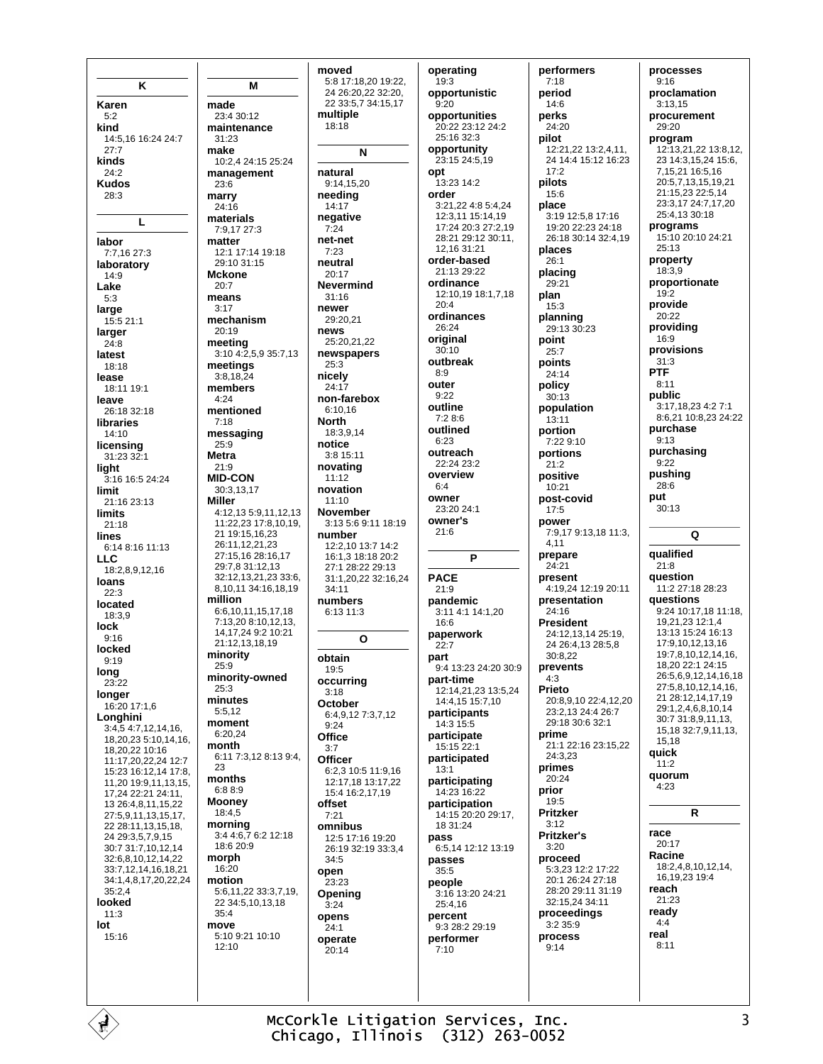## K

**Karen**
5:2

**kind**
14:5,16 16:24 24:7 27:7

**kinds**
24:2

**Kudos**
28:3

## L

**labor**
7:7,16 27:3

**laboratory**
14:9

**Lake**
5:3

**large**
15:5 21:1

**larger**
24:8

**latest**
18:18

**lease**
18:11 19:1

**leave**
26:18 32:18

**libraries**
14:10

**licensing**
31:23 32:1

**light**
3:16 16:5 24:24

**limit**
21:16 23:13

**limits**
21:18

**lines**
6:14 8:16 11:13

**LLC**
18:2,8,9,12,16

**loans**
22:3

**located**
18:3,9

**lock**
9:16

**locked**
9:19

**long**
23:22

**longer**
16:20 17:1,6

**Longhini**
3:4,5 4:7,12,14,16, 18,20,23 5:10,14,16, 18,20,22 10:16 11:17,20,22,24 12:7 15:23 16:12,14 17:8, 11,20 19:9,11,13,15, 17,24 22:21 24:11, 13 26:4,8,11,15,22 27:5,9,11,13,15,17, 22 28:11,13,15,18, 24 29:3,5,7,9,15 30:7 31:7,10,12,14 32:6,8,10,12,14,22 33:7,12,14,16,18,21 34:1,4,8,17,20,22,24 35:2,4

**looked**
11:3

**lot**
15:16

## M

**made**
23:4 30:12

**maintenance**
31:23

**make**
10:2,4 24:15 25:24

**management**
23:6

**marry**
24:16

**materials**
7:9,17 27:3

**matter**
12:1 17:14 19:18 29:10 31:15

**Mckone**
20:7

**means**
3:17

**mechanism**
20:19

**meeting**
3:10 4:2,5,9 35:7,13

**meetings**
3:8,18,24

**members**
4:24

**mentioned**
7:18

**messaging**
25:9

**Metra**
21:9

**MID-CON**
30:3,13,17

**Miller**
4:12,13 5:9,11,12,13 11:22,23 17:8,10,19, 21 19:15,16,23 26:11,12,21,23 27:15,16 28:16,17 29:7,8 31:12,13 32:12,13,21,23 33:6, 8,10,11 34:16,18,19

**million**
6:6,10,11,15,17,18 7:13,20 8:10,12,13, 14,17,24 9:2 10:21 21:12,13,18,19

**minority**
25:9

**minority-owned**
25:3

**minutes**
5:5,12

**moment**
6:20,24

**month**
6:11 7:3,12 8:13 9:4, 23

**months**
6:8 8:9

**Mooney**
18:4,5

**morning**
3:4 4:6,7 6:2 12:18 18:6 20:9

**morph**
16:20

**motion**
5:6,11,22 33:3,7,19, 22 34:5,10,13,18 35:4

**move**
5:10 9:21 10:10 12:10

**moved**
5:8 17:18,20 19:22, 24 26:20,22 32:20, 22 33:5,7 34:15,17

**multiple**
18:18

## N

**natural**
9:14,15,20

**needing**
14:17

**negative**
7:24

**net-net**
7:23

**neutral**
20:17

**Nevermind**
31:16

**newer**
29:20,21

**news**
25:20,21,22

**newspapers**
25:3

**nicely**
24:17

**non-farebox**
6:10,16

**North**
18:3,9,14

**notice**
3:8 15:11

**novating**
11:12

**novation**
11:10

**November**
3:13 5:6 9:11 18:19

**number**
12:2,10 13:7 14:2 16:1,3 18:18 20:2 27:1 28:22 29:13 31:1,20,22 32:16,24 34:11

**numbers**
6:13 11:3

## O

**obtain**
19:5

**occurring**
3:18

**October**
6:4,9,12 7:3,7,12 9:24

**Office**
3:7

**Officer**
6:2,3 10:5 11:9,16 12:17,18 13:17,22 15:4 16:2,17,19

**offset**
7:21

**omnibus**
12:5 17:16 19:20 26:19 32:19 33:3,4 34:5

**open**
23:23

**Opening**
3:24

**opens**
24:1

**operate**
20:14

**operating**
19:3

**opportunistic**
9:20

**opportunities**
20:22 23:12 24:2 25:16 32:3

**opportunity**
23:15 24:5,19

**opt**
13:23 14:2

**order**
3:21,22 4:8 5:4,24 12:3,11 15:14,19 17:24 20:3 27:2,19 28:21 29:12 30:11, 12,16 31:21

**order-based**
21:13 29:22

**ordinance**
12:10,19 18:1,7,18 20:4

**ordinances**
26:24

**original**
30:10

**outbreak**
8:9

**outer**
9:22

**outline**
7:2 8:6

**outlined**
6:23

**outreach**
22:24 23:2

**overview**
6:4

**owner**
23:20 24:1

**owner's**
21:6

## P

**PACE**
21:9

**pandemic**
3:11 4:1 14:1,20 16:6

**paperwork**
22:7

**part**
9:4 13:23 24:20 30:9

**part-time**
12:14,21,23 13:5,24 14:4,15 15:7,10

**participants**
14:3 15:5

**participate**
15:15 22:1

**participated**
13:1

**participating**
14:23 16:22

**participation**
14:15 20:20 29:17, 18 31:24

**pass**
6:5,14 12:12 13:19

**passes**
35:5

**people**
3:16 13:20 24:21 25:4,16

**percent**
9:3 28:2 29:19

**performer**
7:10

**performers**
7:18

**period**
14:6

**perks**
24:20

**pilot**
12:21,22 13:2,4,11, 24 14:4 15:12 16:23 17:2

**pilots**
15:6

**place**
3:19 12:5,8 17:16 19:20 22:23 24:18 26:18 30:14 32:4,19

**places**
26:1

**placing**
29:21

**plan**
15:3

**planning**
29:13 30:23

**point**
25:7

**points**
24:14

**policy**
30:13

**population**
13:11

**portion**
7:22 9:10

**portions**
21:2

**positive**
10:21

**post-covid**
17:5

**power**
7:9,17 9:13,18 11:3, 4,11

**prepare**
24:21

**present**
4:19,24 12:19 20:11

**presentation**
24:16

**President**
24:12,13,14 25:19, 24 26:4,13 28:5,8 30:8,22

**prevents**
4:3

**Prieto**
20:8,9,10 22:4,12,20 23:2,13 24:4 26:7 29:18 30:6 32:1

**prime**
21:1 22:16 23:15,22 24:3,23

**primes**
20:24

**prior**
19:5

**Pritzker**
3:12

**Pritzker's**
3:20

**proceed**
5:3,23 12:2 17:22 20:1 26:24 27:18 28:20 29:11 31:19 32:15,24 34:11

**proceedings**
3:2 35:9

**process**
9:14

**processes**
9:16

**proclamation**
3:13,15

**procurement**
29:20

**program**
12:13,21,22 13:8,12, 23 14:3,15,24 15:6, 7,15,21 16:5,16 20:5,7,13,15,19,21 21:15,23 22:5,14 23:3,17 24:7,17,20 25:4,13 30:18

**programs**
15:10 20:10 24:21 25:13

**property**
18:3,9

**proportionate**
19:2

**provide**
20:22

**providing**
16:9

**provisions**
31:3

**PTF**
8:11

**public**
3:17,18,23 4:2 7:1 8:6,21 10:8,23 24:22

**purchase**
9:13

**purchasing**
9:22

**pushing**
28:6

**put**
30:13

## Q

**qualified**
21:8

**question**
11:2 27:18 28:23

**questions**
9:24 10:17,18 11:18, 19,21,23 12:1,4 13:13 15:24 16:13 17:9,10,12,13,16 19:7,8,10,12,14,16, 18,20 22:1 24:15 26:5,6,9,12,14,16,18 27:5,8,10,12,14,16, 21 28:12,14,17,19 29:1,2,4,6,8,10,14 30:7 31:8,9,11,13, 15,18 32:7,9,11,13, 15,18

**quick**
11:2

**quorum**
4:23

## R

**race**
20:17

**Racine**
18:2,4,8,10,12,14, 16,19,23 19:4

**reach**
21:23

**ready**
4:4

**real**
8:11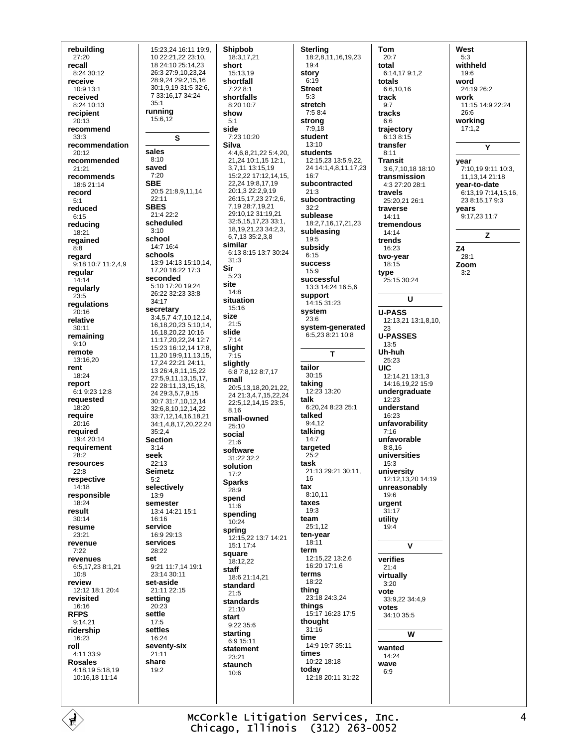**rebuilding**
27:20
**recall**
8:24 30:12
**receive**
10:9 13:1
**received**
8:24 10:13
**recipient**
20:13
**recommend**
33:3
**recommendation**
20:12
**recommended**
21:21
**recommends**
18:6 21:14
**record**
5:1
**reduced**
6:15
**reducing**
18:21
**regained**
8:8
**regard**
9:18 10:7 11:2,4,9
**regular**
14:14
**regularly**
23:5
**regulations**
20:16
**relative**
30:11
**remaining**
9:10
**remote**
13:16,20
**rent**
18:24
**report**
6:1 9:23 12:8
**requested**
18:20
**require**
20:16
**required**
19:4 20:14
**requirement**
28:2
**resources**
22:8
**respective**
14:18
**responsible**
18:24
**result**
30:14
**resume**
23:21
**revenue**
7:22
**revenues**
6:5,17,23 8:1,21 10:8
**review**
12:12 18:1 20:4
**revisited**
16:16
**RFPS**
9:14,21
**ridership**
16:23
**roll**
4:11 33:9
**Rosales**
4:18,19 5:18,19 10:16,18 11:14 15:23,24 16:11 19:9, 10 22:21,22 23:10, 18 24:10 25:14,23 26:3 27:9,10,23,24 28:9,24 29:2,15,16 30:1,9,19 31:5 32:6, 7 33:16,17 34:24 35:1
**running**
15:6,12

## S

**sales**
8:10
**saved**
7:20
**SBE**
20:5 21:8,9,11,14 22:11
**SBES**
21:4 22:2
**scheduled**
3:10
**school**
14:7 16:4
**schools**
13:9 14:13 15:10,14, 17,20 16:22 17:3
**seconded**
5:10 17:20 19:24 26:22 32:23 33:8 34:17
**secretary**
3:4,5,7 4:7,10,12,14, 16,18,20,23 5:10,14, 16,18,20,22 10:16 11:17,20,22,24 12:7 15:23 16:12,14 17:8, 11,20 19:9,11,13,15, 17,24 22:21 24:11, 13 26:4,8,11,15,22 27:5,9,11,13,15,17, 22 28:11,13,15,18, 24 29:3,5,7,9,15 30:7 31:7,10,12,14 32:6,8,10,12,14,22 33:7,12,14,16,18,21 34:1,4,8,17,20,22,24 35:2,4
**Section**
3:14
**seek**
22:13
**Seimetz**
5:2
**selectively**
13:9
**semester**
13:4 14:21 15:1 16:16
**service**
16:9 29:13
**services**
28:22
**set**
9:21 11:7,14 19:1 23:14 30:11
**set-aside**
21:11 22:15
**setting**
20:23
**settle**
17:5
**settles**
16:24
**seventy-six**
21:11
**share**
19:2
**Shipbob**
18:3,17,21
**short**
15:13,19
**shortfall**
7:22 8:1
**shortfalls**
8:20 10:7
**show**
5:1
**side**
7:23 10:20
**Silva**
4:4,6,8,21,22 5:4,20, 21,24 10:1,15 12:1, 3,7,11 13:15,19 15:2,22 17:12,14,15, 22,24 19:8,17,19 20:1,3 22:2,9,19 26:15,17,23 27:2,6, 7,19 28:7,19,21 29:10,12 31:19,21 32:5,15,17,23 33:1, 18,19,21,23 34:2,3, 6,7,13 35:2,3,8
**similar**
6:13 8:15 13:7 30:24 31:3
**Sir**
5:23
**site**
14:8
**situation**
15:16
**size**
21:5
**slide**
7:14
**slight**
7:15
**slightly**
6:8 7:8,12 8:7,17
**small**
20:5,13,18,20,21,22, 24 21:3,4,7,15,22,24 22:5,12,14,15 23:5, 8,16
**small-owned**
25:10
**social**
21:6
**software**
31:22 32:2
**solution**
17:2
**Sparks**
28:9
**spend**
11:6
**spending**
10:24
**spring**
12:15,22 13:7 14:21 15:1 17:4
**square**
18:12,22
**staff**
18:6 21:14,21
**standard**
21:5
**standards**
21:10
**start**
9:22 35:6
**starting**
6:9 15:11
**statement**
23:21
**staunch**
10:6
**Sterling**
18:2,8,11,16,19,23 19:4
**story**
6:19
**Street**
5:3
**stretch**
7:5 8:4
**strong**
7:9,18
**student**
13:10
**students**
12:15,23 13:5,9,22, 24 14:1,4,8,11,17,23 16:7
**subcontracted**
21:3
**subcontracting**
32:2
**sublease**
18:2,7,16,17,21,23
**subleasing**
19:5
**subsidy**
6:15
**success**
15:9
**successful**
13:3 14:24 16:5,6
**support**
14:15 31:23
**system**
23:6
**system-generated**
6:5,23 8:21 10:8

## T

**tailor**
30:15
**taking**
12:23 13:20
**talk**
6:20,24 8:23 25:1
**talked**
9:4,12
**talking**
14:7
**targeted**
25:2
**task**
21:13 29:21 30:11, 16
**tax**
8:10,11
**taxes**
19:3
**team**
25:1,12
**ten-year**
18:11
**term**
12:15,22 13:2,6 16:20 17:1,6
**terms**
18:22
**thing**
23:18 24:3,24
**things**
15:17 16:23 17:5
**thought**
31:16
**time**
14:9 19:7 35:11
**times**
10:22 18:18
**today**
12:18 20:11 31:22
**Tom**
20:7
**total**
6:14,17 9:1,2
**totals**
6:6,10,16
**track**
9:7
**tracks**
6:6
**trajectory**
6:13 8:15
**transfer**
8:11
**Transit**
3:6,7,10,18 18:10
**transmission**
4:3 27:20 28:1
**travels**
25:20,21 26:1
**traverse**
14:11
**tremendous**
14:14
**trends**
16:23
**two-year**
18:15
**type**
25:15 30:24

## U

**U-PASS**
12:13,21 13:1,8,10, 23
**U-PASSES**
13:5
**Uh-huh**
25:23
**UIC**
12:14,21 13:1,3 14:16,19,22 15:9
**undergraduate**
12:23
**understand**
16:23
**unfavorability**
7:16
**unfavorable**
8:8,16
**universities**
15:3
**university**
12:12,13,20 14:19
**unreasonably**
19:6
**urgent**
31:17
**utility**
19:4

## V

**verifies**
21:4
**virtually**
3:20
**vote**
33:9,22 34:4,9
**votes**
34:10 35:5

## W

**wanted**
14:24
**wave**
6:9
**West**
5:3
**withheld**
19:6
**word**
24:19 26:2
**work**
11:15 14:9 22:24 26:6
**working**
17:1,2

## Y

**year**
7:10,19 9:11 10:3, 11,13,14 21:18
**year-to-date**
6:13,19 7:14,15,16, 23 8:15,17 9:3
**years**
9:17,23 11:7

## Z

**Z4**
28:1
**Zoom**
3:2